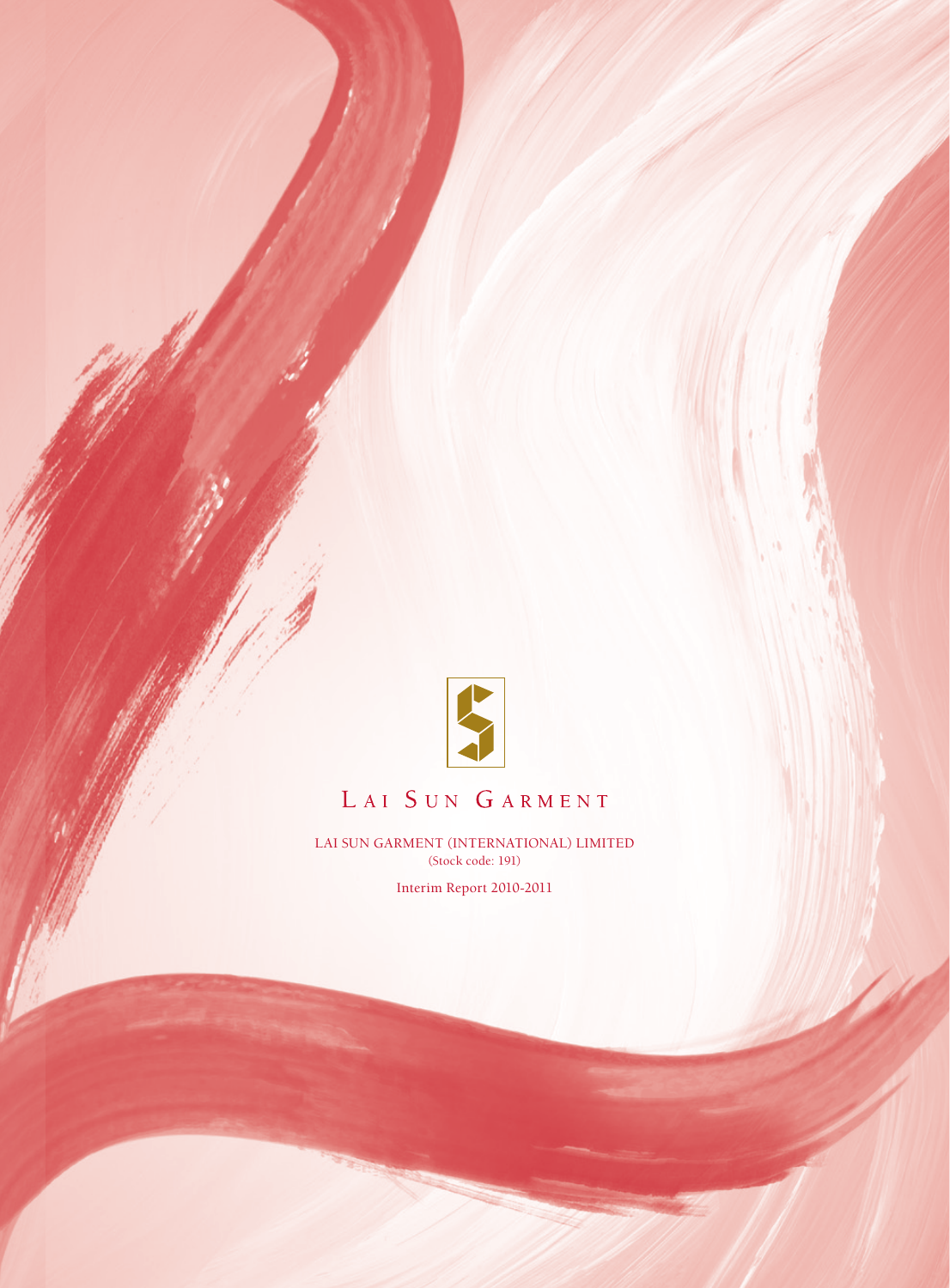LAI SUN GARMENT

LAI SUN GARMENT (INTERNATIONAL) LIMITED
(Stock code: 191)

Interim Report 2010-2011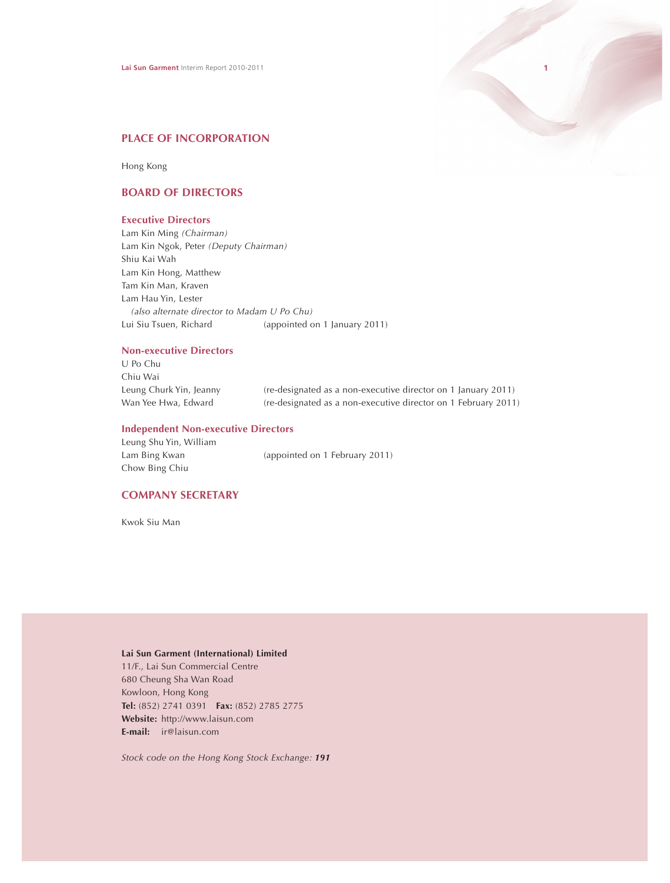## PLACE OF INCORPORATION

Hong Kong

## BOARD OF DIRECTORS

### Executive Directors

Lam Kin Ming *(Chairman)*
Lam Kin Ngok, Peter *(Deputy Chairman)*
Shiu Kai Wah
Lam Kin Hong, Matthew
Tam Kin Man, Kraven
Lam Hau Yin, Lester
*(also alternate director to Madam U Po Chu)*
Lui Siu Tsuen, Richard (appointed on 1 January 2011)

### Non-executive Directors

U Po Chu
Chiu Wai
Leung Churk Yin, Jeanny (re-designated as a non-executive director on 1 January 2011)
Wan Yee Hwa, Edward (re-designated as a non-executive director on 1 February 2011)

### Independent Non-executive Directors

Leung Shu Yin, William
Lam Bing Kwan (appointed on 1 February 2011)
Chow Bing Chiu

## COMPANY SECRETARY

Kwok Siu Man

**Lai Sun Garment (International) Limited**
11/F., Lai Sun Commercial Centre
680 Cheung Sha Wan Road
Kowloon, Hong Kong
**Tel:** (852) 2741 0391 **Fax:** (852) 2785 2775
**Website:** http://www.laisun.com
**E-mail:** ir@laisun.com

*Stock code on the Hong Kong Stock Exchange: **191***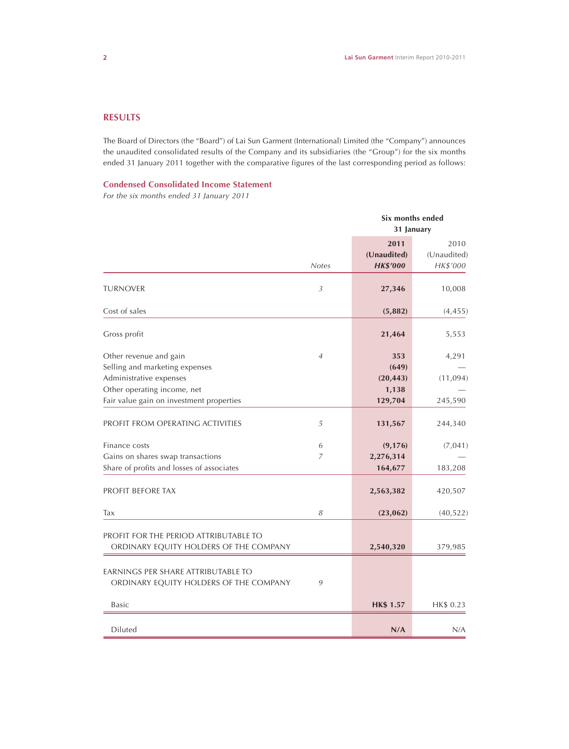## RESULTS

The Board of Directors (the "Board") of Lai Sun Garment (International) Limited (the "Company") announces the unaudited consolidated results of the Company and its subsidiaries (the "Group") for the six months ended 31 January 2011 together with the comparative figures of the last corresponding period as follows:

### Condensed Consolidated Income Statement

*For the six months ended 31 January 2011*

| | | Six months ended 31 January | |
|---|---|---|---|
| | *Notes* | **2011 (Unaudited) *HK$'000*** | 2010 (Unaudited) *HK$'000* |
| TURNOVER | *3* | **27,346** | 10,008 |
| Cost of sales | | **(5,882)** | (4,455) |
| Gross profit | | **21,464** | 5,553 |
| Other revenue and gain | *4* | **353** | 4,291 |
| Selling and marketing expenses | | **(649)** | — |
| Administrative expenses | | **(20,443)** | (11,094) |
| Other operating income, net | | **1,138** | — |
| Fair value gain on investment properties | | **129,704** | 245,590 |
| PROFIT FROM OPERATING ACTIVITIES | *5* | **131,567** | 244,340 |
| Finance costs | *6* | **(9,176)** | (7,041) |
| Gains on shares swap transactions | *7* | **2,276,314** | — |
| Share of profits and losses of associates | | **164,677** | 183,208 |
| PROFIT BEFORE TAX | | **2,563,382** | 420,507 |
| Tax | *8* | **(23,062)** | (40,522) |
| PROFIT FOR THE PERIOD ATTRIBUTABLE TO ORDINARY EQUITY HOLDERS OF THE COMPANY | | **2,540,320** | 379,985 |
| EARNINGS PER SHARE ATTRIBUTABLE TO ORDINARY EQUITY HOLDERS OF THE COMPANY | *9* | | |
| Basic | | **HK$ 1.57** | HK$ 0.23 |
| Diluted | | **N/A** | N/A |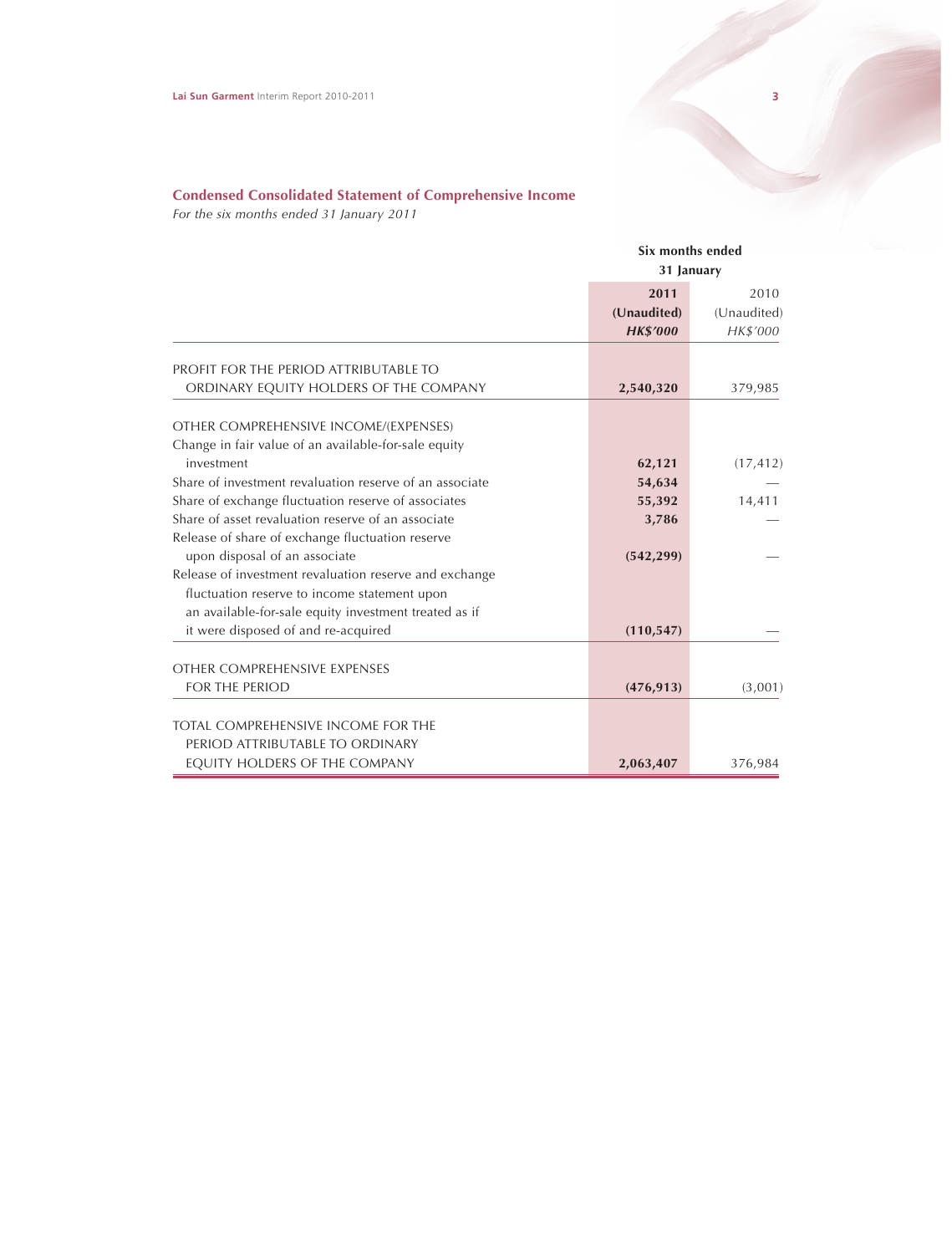## Condensed Consolidated Statement of Comprehensive Income

*For the six months ended 31 January 2011*

| | Six months ended 31 January | |
|---|---|---|
| | **2011** | 2010 |
| | **(Unaudited)** | (Unaudited) |
| | ***HK$'000*** | *HK$'000* |
| PROFIT FOR THE PERIOD ATTRIBUTABLE TO ORDINARY EQUITY HOLDERS OF THE COMPANY | **2,540,320** | 379,985 |
| OTHER COMPREHENSIVE INCOME/(EXPENSES) | | |
| Change in fair value of an available-for-sale equity investment | **62,121** | (17,412) |
| Share of investment revaluation reserve of an associate | **54,634** | — |
| Share of exchange fluctuation reserve of associates | **55,392** | 14,411 |
| Share of asset revaluation reserve of an associate | **3,786** | — |
| Release of share of exchange fluctuation reserve upon disposal of an associate | **(542,299)** | — |
| Release of investment revaluation reserve and exchange fluctuation reserve to income statement upon an available-for-sale equity investment treated as if it were disposed of and re-acquired | **(110,547)** | — |
| OTHER COMPREHENSIVE EXPENSES FOR THE PERIOD | **(476,913)** | (3,001) |
| TOTAL COMPREHENSIVE INCOME FOR THE PERIOD ATTRIBUTABLE TO ORDINARY EQUITY HOLDERS OF THE COMPANY | **2,063,407** | 376,984 |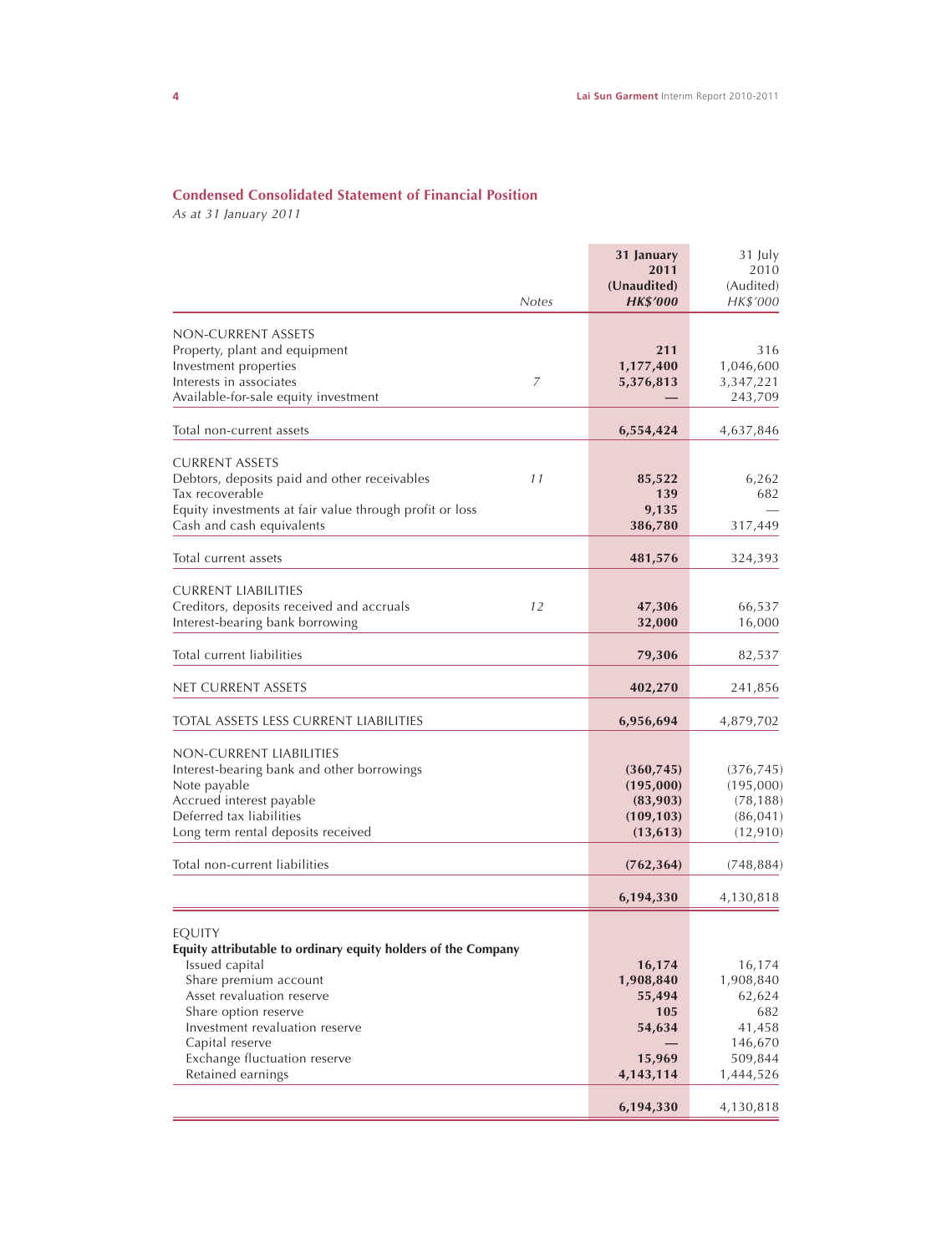## Condensed Consolidated Statement of Financial Position

*As at 31 January 2011*

| | *Notes* | **31 January 2011 (Unaudited) *HK$'000*** | 31 July 2010 (Audited) *HK$'000* |
|---|---|---|---|
| NON-CURRENT ASSETS | | | |
| Property, plant and equipment | | **211** | 316 |
| Investment properties | | **1,177,400** | 1,046,600 |
| Interests in associates | 7 | **5,376,813** | 3,347,221 |
| Available-for-sale equity investment | | **—** | 243,709 |
| Total non-current assets | | **6,554,424** | 4,637,846 |
| CURRENT ASSETS | | | |
| Debtors, deposits paid and other receivables | 11 | **85,522** | 6,262 |
| Tax recoverable | | **139** | 682 |
| Equity investments at fair value through profit or loss | | **9,135** | — |
| Cash and cash equivalents | | **386,780** | 317,449 |
| Total current assets | | **481,576** | 324,393 |
| CURRENT LIABILITIES | | | |
| Creditors, deposits received and accruals | 12 | **47,306** | 66,537 |
| Interest-bearing bank borrowing | | **32,000** | 16,000 |
| Total current liabilities | | **79,306** | 82,537 |
| NET CURRENT ASSETS | | **402,270** | 241,856 |
| TOTAL ASSETS LESS CURRENT LIABILITIES | | **6,956,694** | 4,879,702 |
| NON-CURRENT LIABILITIES | | | |
| Interest-bearing bank and other borrowings | | **(360,745)** | (376,745) |
| Note payable | | **(195,000)** | (195,000) |
| Accrued interest payable | | **(83,903)** | (78,188) |
| Deferred tax liabilities | | **(109,103)** | (86,041) |
| Long term rental deposits received | | **(13,613)** | (12,910) |
| Total non-current liabilities | | **(762,364)** | (748,884) |
| | | **6,194,330** | 4,130,818 |
| EQUITY | | | |
| **Equity attributable to ordinary equity holders of the Company** | | | |
| Issued capital | | **16,174** | 16,174 |
| Share premium account | | **1,908,840** | 1,908,840 |
| Asset revaluation reserve | | **55,494** | 62,624 |
| Share option reserve | | **105** | 682 |
| Investment revaluation reserve | | **54,634** | 41,458 |
| Capital reserve | | **—** | 146,670 |
| Exchange fluctuation reserve | | **15,969** | 509,844 |
| Retained earnings | | **4,143,114** | 1,444,526 |
| | | **6,194,330** | 4,130,818 |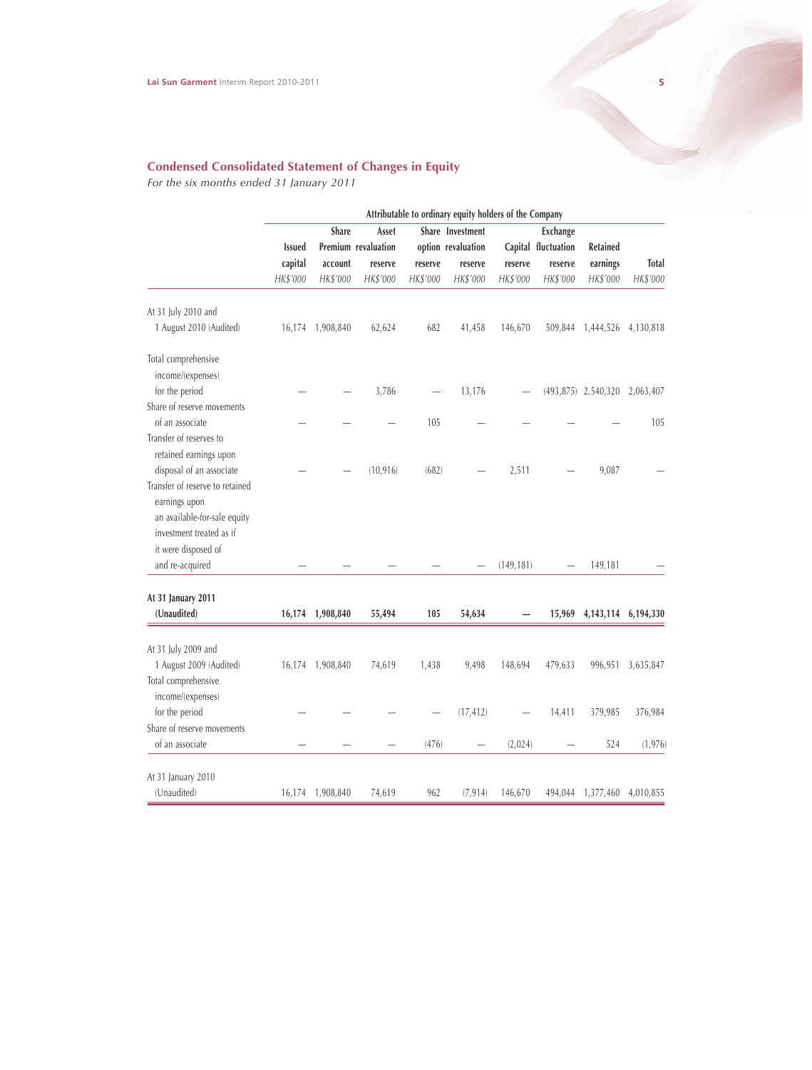## Condensed Consolidated Statement of Changes in Equity

*For the six months ended 31 January 2011*

| | Attributable to ordinary equity holders of the Company | | | | | | | | |
|---|---|---|---|---|---|---|---|---|---|
| | Issued capital | Share Premium account | Asset revaluation reserve | Share option reserve | Investment revaluation reserve | Capital reserve | Exchange fluctuation reserve | Retained earnings | Total |
| | *HK$'000* | *HK$'000* | *HK$'000* | *HK$'000* | *HK$'000* | *HK$'000* | *HK$'000* | *HK$'000* | *HK$'000* |
| At 31 July 2010 and 1 August 2010 (Audited) | 16,174 | 1,908,840 | 62,624 | 682 | 41,458 | 146,670 | 509,844 | 1,444,526 | 4,130,818 |
| Total comprehensive income/(expenses) for the period | — | — | 3,786 | — | 13,176 | — | (493,875) | 2,540,320 | 2,063,407 |
| Share of reserve movements of an associate | — | — | — | 105 | — | — | — | — | 105 |
| Transfer of reserves to retained earnings upon disposal of an associate | — | — | (10,916) | (682) | — | 2,511 | — | 9,087 | — |
| Transfer of reserve to retained earnings upon an available-for-sale equity investment treated as if it were disposed of and re-acquired | — | — | — | — | — | (149,181) | — | 149,181 | — |
| **At 31 January 2011 (Unaudited)** | **16,174** | **1,908,840** | **55,494** | **105** | **54,634** | **—** | **15,969** | **4,143,114** | **6,194,330** |
| At 31 July 2009 and 1 August 2009 (Audited) | 16,174 | 1,908,840 | 74,619 | 1,438 | 9,498 | 148,694 | 479,633 | 996,951 | 3,635,847 |
| Total comprehensive income/(expenses) for the period | — | — | — | — | (17,412) | — | 14,411 | 379,985 | 376,984 |
| Share of reserve movements of an associate | — | — | — | (476) | — | (2,024) | — | 524 | (1,976) |
| At 31 January 2010 (Unaudited) | 16,174 | 1,908,840 | 74,619 | 962 | (7,914) | 146,670 | 494,044 | 1,377,460 | 4,010,855 |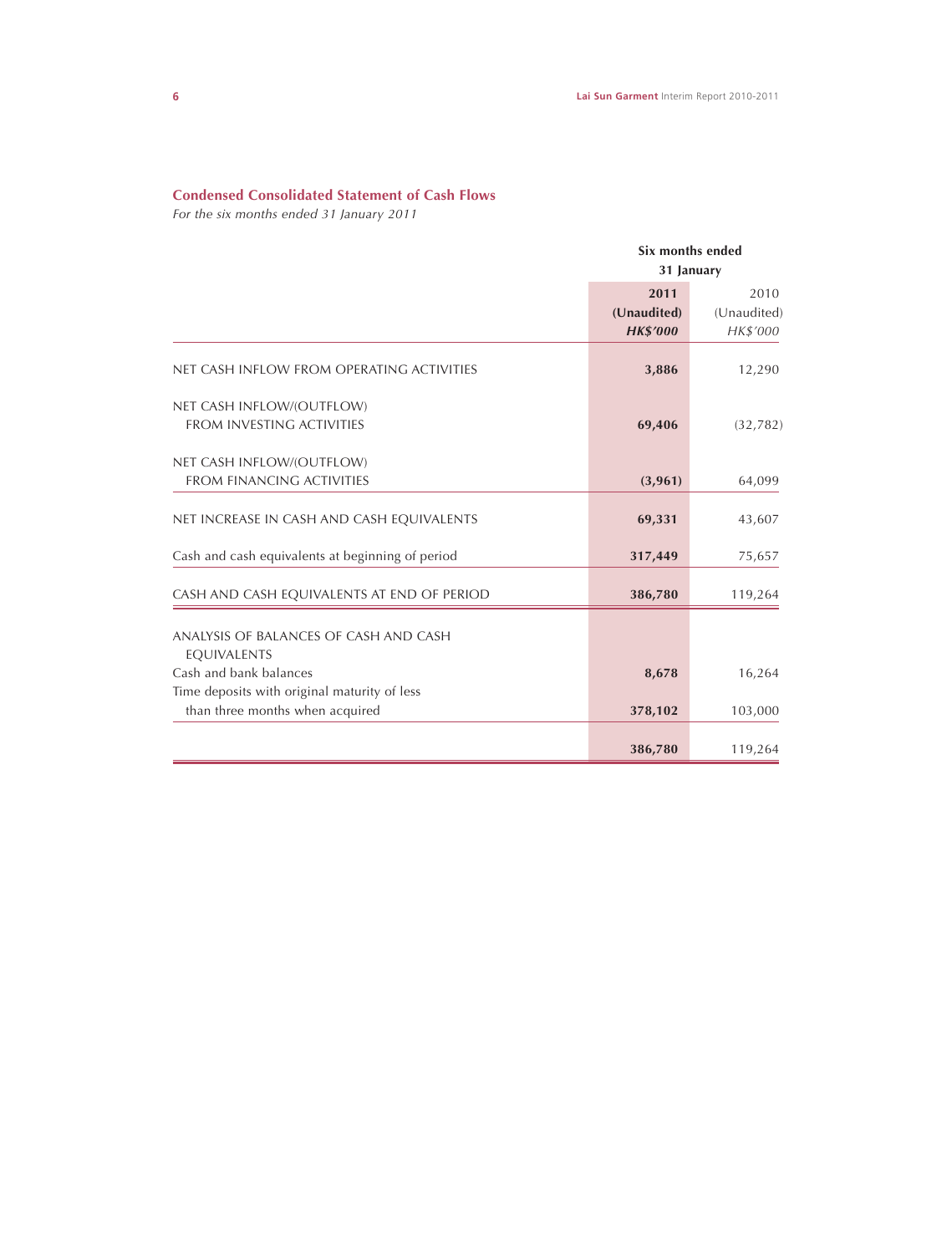## Condensed Consolidated Statement of Cash Flows

*For the six months ended 31 January 2011*

| | Six months ended 31 January | |
|---|---|---|
| | **2011** | 2010 |
| | **(Unaudited)** | (Unaudited) |
| | ***HK$'000*** | *HK$'000* |
| NET CASH INFLOW FROM OPERATING ACTIVITIES | **3,886** | 12,290 |
| NET CASH INFLOW/(OUTFLOW) FROM INVESTING ACTIVITIES | **69,406** | (32,782) |
| NET CASH INFLOW/(OUTFLOW) FROM FINANCING ACTIVITIES | **(3,961)** | 64,099 |
| NET INCREASE IN CASH AND CASH EQUIVALENTS | **69,331** | 43,607 |
| Cash and cash equivalents at beginning of period | **317,449** | 75,657 |
| CASH AND CASH EQUIVALENTS AT END OF PERIOD | **386,780** | 119,264 |
| ANALYSIS OF BALANCES OF CASH AND CASH EQUIVALENTS | | |
| Cash and bank balances | **8,678** | 16,264 |
| Time deposits with original maturity of less than three months when acquired | **378,102** | 103,000 |
| | **386,780** | 119,264 |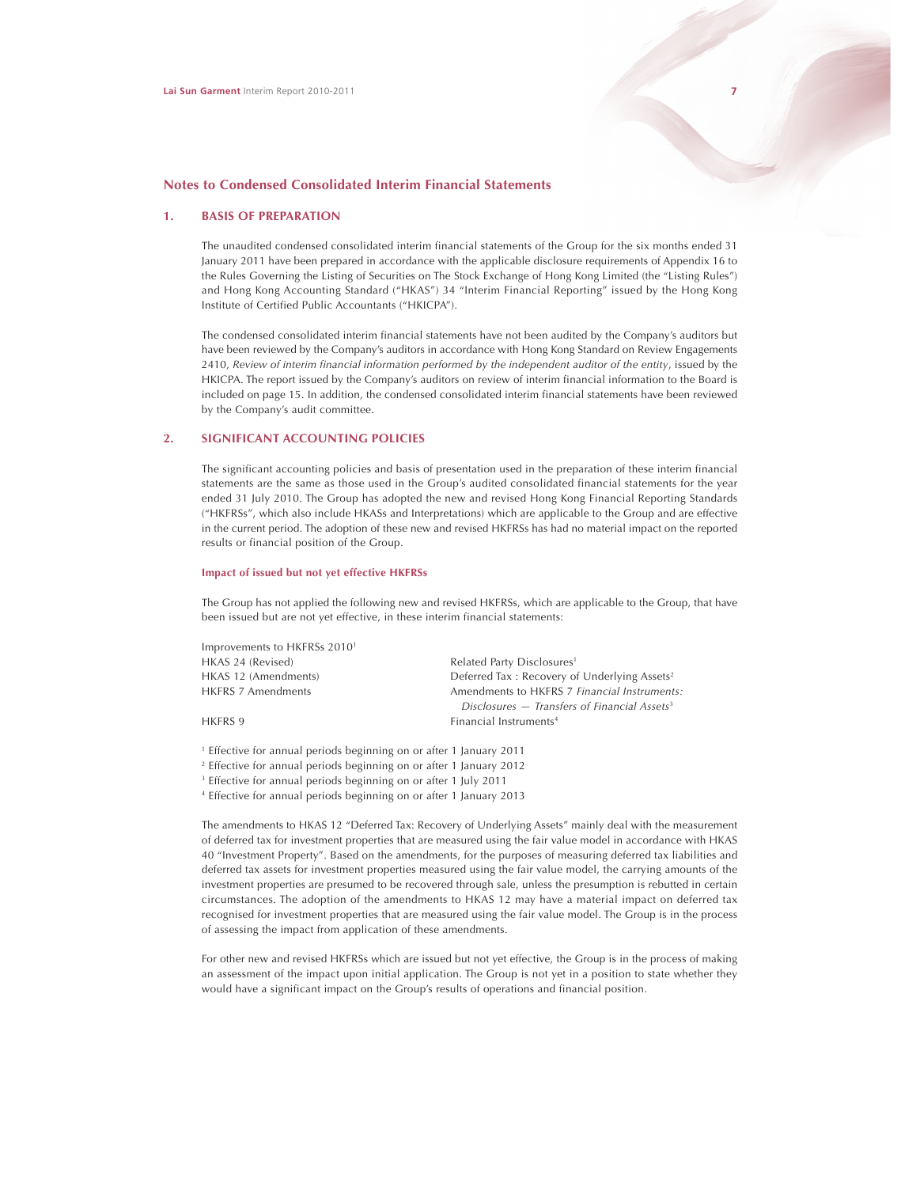## Notes to Condensed Consolidated Interim Financial Statements

### 1. BASIS OF PREPARATION

The unaudited condensed consolidated interim financial statements of the Group for the six months ended 31 January 2011 have been prepared in accordance with the applicable disclosure requirements of Appendix 16 to the Rules Governing the Listing of Securities on The Stock Exchange of Hong Kong Limited (the "Listing Rules") and Hong Kong Accounting Standard ("HKAS") 34 "Interim Financial Reporting" issued by the Hong Kong Institute of Certified Public Accountants ("HKICPA").

The condensed consolidated interim financial statements have not been audited by the Company's auditors but have been reviewed by the Company's auditors in accordance with Hong Kong Standard on Review Engagements 2410, *Review of interim financial information performed by the independent auditor of the entity*, issued by the HKICPA. The report issued by the Company's auditors on review of interim financial information to the Board is included on page 15. In addition, the condensed consolidated interim financial statements have been reviewed by the Company's audit committee.

### 2. SIGNIFICANT ACCOUNTING POLICIES

The significant accounting policies and basis of presentation used in the preparation of these interim financial statements are the same as those used in the Group's audited consolidated financial statements for the year ended 31 July 2010. The Group has adopted the new and revised Hong Kong Financial Reporting Standards ("HKFRSs", which also include HKASs and Interpretations) which are applicable to the Group and are effective in the current period. The adoption of these new and revised HKFRSs has had no material impact on the reported results or financial position of the Group.

#### Impact of issued but not yet effective HKFRSs

The Group has not applied the following new and revised HKFRSs, which are applicable to the Group, that have been issued but are not yet effective, in these interim financial statements:

| | |
|---|---|
| Improvements to HKFRSs 2010[1] | |
| HKAS 24 (Revised) | Related Party Disclosures[1] |
| HKAS 12 (Amendments) | Deferred Tax : Recovery of Underlying Assets[2] |
| HKFRS 7 Amendments | Amendments to HKFRS 7 *Financial Instruments: Disclosures — Transfers of Financial Assets*[3] |
| HKFRS 9 | Financial Instruments[4] |

[1] Effective for annual periods beginning on or after 1 January 2011
[2] Effective for annual periods beginning on or after 1 January 2012
[3] Effective for annual periods beginning on or after 1 July 2011
[4] Effective for annual periods beginning on or after 1 January 2013

The amendments to HKAS 12 "Deferred Tax: Recovery of Underlying Assets" mainly deal with the measurement of deferred tax for investment properties that are measured using the fair value model in accordance with HKAS 40 "Investment Property". Based on the amendments, for the purposes of measuring deferred tax liabilities and deferred tax assets for investment properties measured using the fair value model, the carrying amounts of the investment properties are presumed to be recovered through sale, unless the presumption is rebutted in certain circumstances. The adoption of the amendments to HKAS 12 may have a material impact on deferred tax recognised for investment properties that are measured using the fair value model. The Group is in the process of assessing the impact from application of these amendments.

For other new and revised HKFRSs which are issued but not yet effective, the Group is in the process of making an assessment of the impact upon initial application. The Group is not yet in a position to state whether they would have a significant impact on the Group's results of operations and financial position.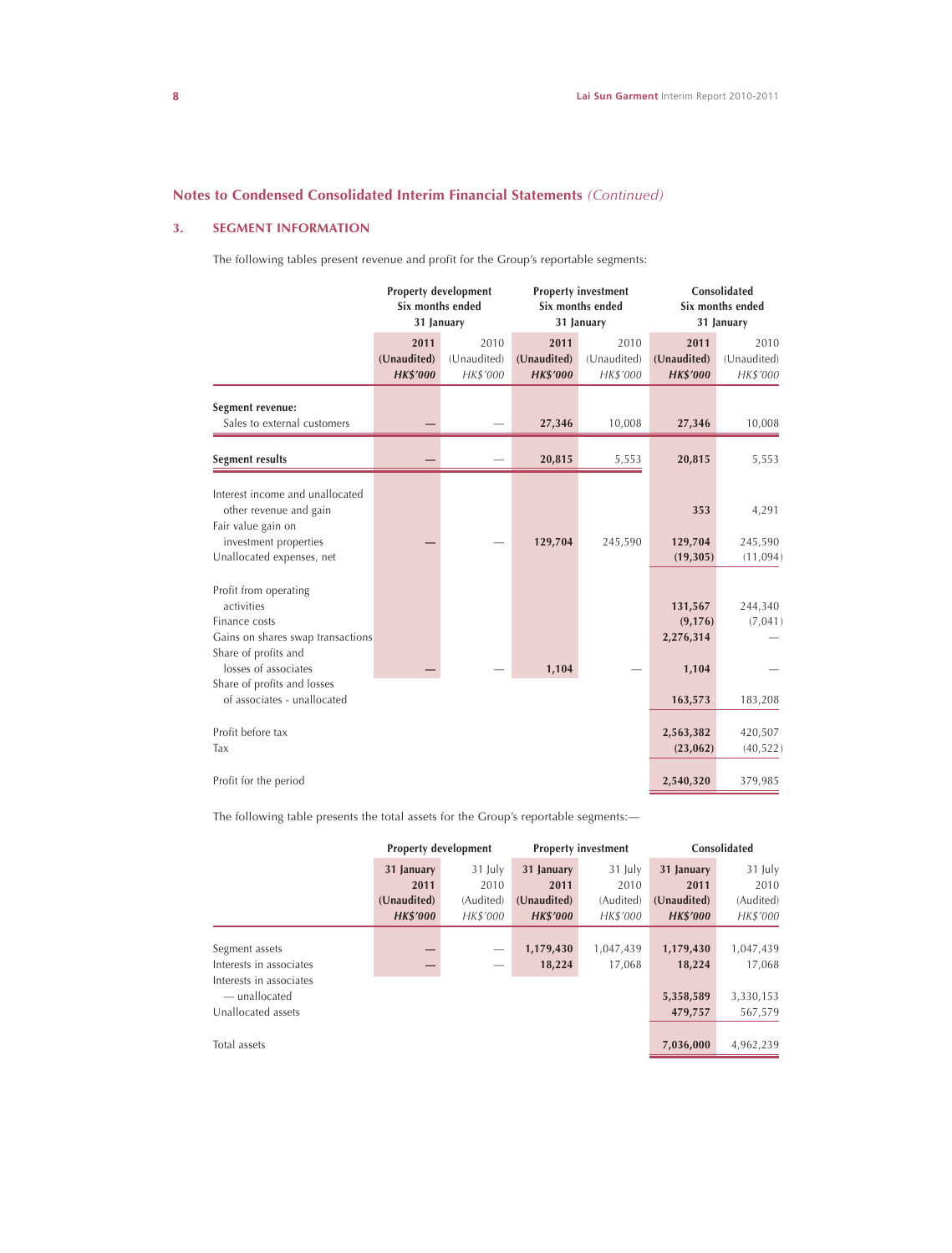## Notes to Condensed Consolidated Interim Financial Statements *(Continued)*

### 3. SEGMENT INFORMATION

The following tables present revenue and profit for the Group's reportable segments:

| | Property development Six months ended 31 January | | Property investment Six months ended 31 January | | Consolidated Six months ended 31 January | |
|---|---|---|---|---|---|---|
| | **2011 (Unaudited) *HK$'000*** | 2010 (Unaudited) *HK$'000* | **2011 (Unaudited) *HK$'000*** | 2010 (Unaudited) *HK$'000* | **2011 (Unaudited) *HK$'000*** | 2010 (Unaudited) *HK$'000* |
| **Segment revenue:** | | | | | | |
| Sales to external customers | **—** | — | **27,346** | 10,008 | **27,346** | 10,008 |
| **Segment results** | **—** | — | **20,815** | 5,553 | **20,815** | 5,553 |
| Interest income and unallocated other revenue and gain | | | | | **353** | 4,291 |
| Fair value gain on investment properties | **—** | — | **129,704** | 245,590 | **129,704** | 245,590 |
| Unallocated expenses, net | | | | | **(19,305)** | (11,094) |
| Profit from operating activities | | | | | **131,567** | 244,340 |
| Finance costs | | | | | **(9,176)** | (7,041) |
| Gains on shares swap transactions | | | | | **2,276,314** | — |
| Share of profits and losses of associates | **—** | — | **1,104** | — | **1,104** | — |
| Share of profits and losses of associates - unallocated | | | | | **163,573** | 183,208 |
| Profit before tax | | | | | **2,563,382** | 420,507 |
| Tax | | | | | **(23,062)** | (40,522) |
| Profit for the period | | | | | **2,540,320** | 379,985 |

The following table presents the total assets for the Group's reportable segments:—

| | Property development | | Property investment | | Consolidated | |
|---|---|---|---|---|---|---|
| | **31 January 2011 (Unaudited) *HK$'000*** | 31 July 2010 (Audited) *HK$'000* | **31 January 2011 (Unaudited) *HK$'000*** | 31 July 2010 (Audited) *HK$'000* | **31 January 2011 (Unaudited) *HK$'000*** | 31 July 2010 (Audited) *HK$'000* |
| Segment assets | **—** | — | **1,179,430** | 1,047,439 | **1,179,430** | 1,047,439 |
| Interests in associates | **—** | — | **18,224** | 17,068 | **18,224** | 17,068 |
| Interests in associates — unallocated | | | | | **5,358,589** | 3,330,153 |
| Unallocated assets | | | | | **479,757** | 567,579 |
| Total assets | | | | | **7,036,000** | 4,962,239 |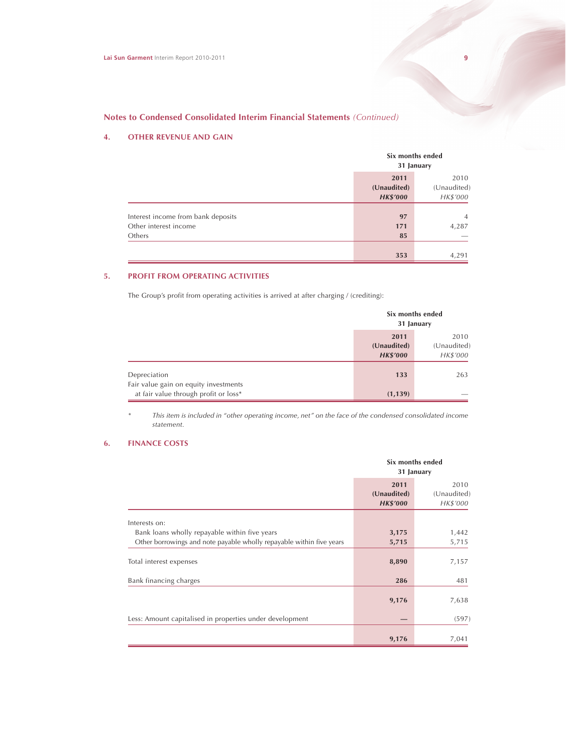## Notes to Condensed Consolidated Interim Financial Statements *(Continued)*

### 4. OTHER REVENUE AND GAIN

| | Six months ended 31 January | |
|---|---|---|
| | **2011 (Unaudited) *HK$'000*** | 2010 (Unaudited) *HK$'000* |
| Interest income from bank deposits | **97** | 4 |
| Other interest income | **171** | 4,287 |
| Others | **85** | — |
| | **353** | 4,291 |

### 5. PROFIT FROM OPERATING ACTIVITIES

The Group's profit from operating activities is arrived at after charging / (crediting):

| | Six months ended 31 January | |
|---|---|---|
| | **2011 (Unaudited) *HK$'000*** | 2010 (Unaudited) *HK$'000* |
| Depreciation | **133** | 263 |
| Fair value gain on equity investments at fair value through profit or loss* | **(1,139)** | — |

\* *This item is included in "other operating income, net" on the face of the condensed consolidated income statement.*

### 6. FINANCE COSTS

| | Six months ended 31 January | |
|---|---|---|
| | **2011 (Unaudited) *HK$'000*** | 2010 (Unaudited) *HK$'000* |
| Interests on: | | |
| Bank loans wholly repayable within five years | **3,175** | 1,442 |
| Other borrowings and note payable wholly repayable within five years | **5,715** | 5,715 |
| Total interest expenses | **8,890** | 7,157 |
| Bank financing charges | **286** | 481 |
| | **9,176** | 7,638 |
| Less: Amount capitalised in properties under development | **—** | (597) |
| | **9,176** | 7,041 |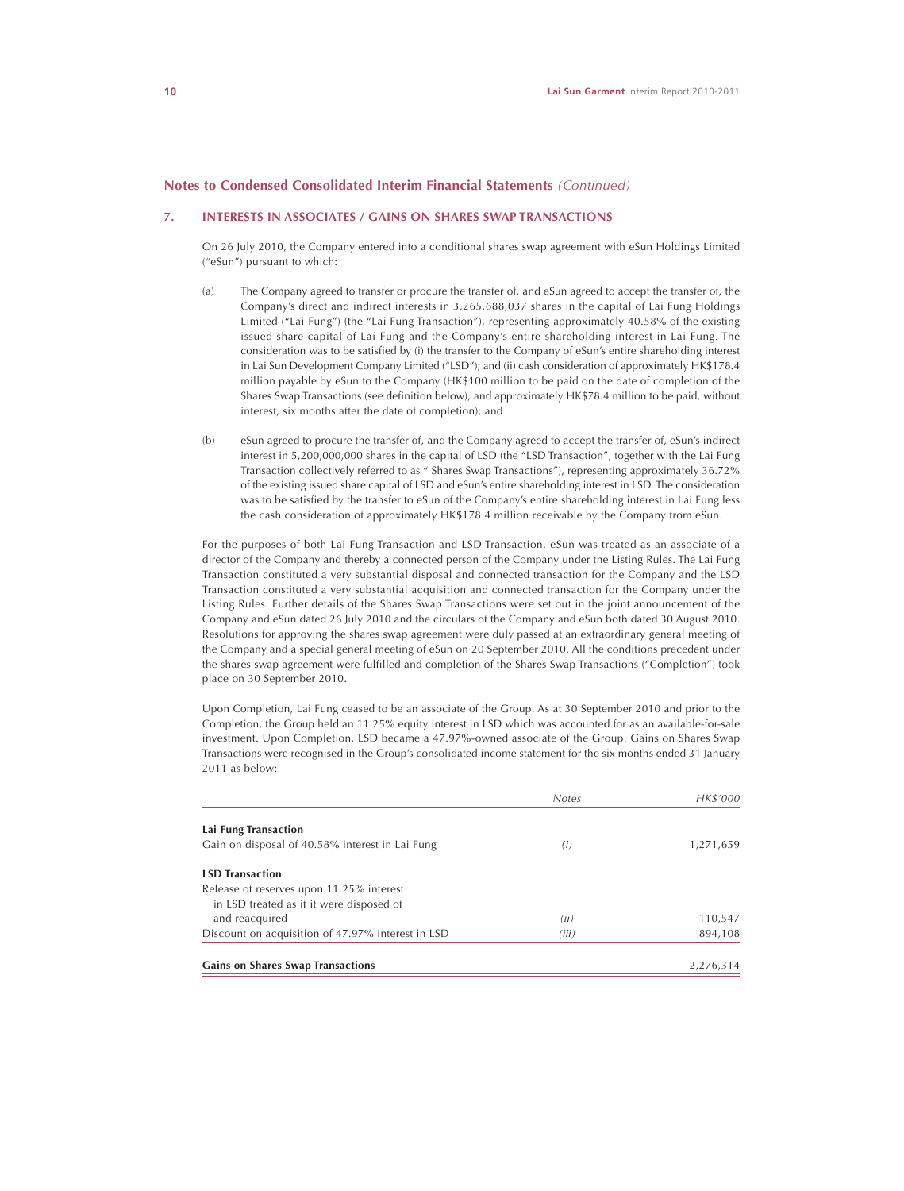## Notes to Condensed Consolidated Interim Financial Statements *(Continued)*

### 7. INTERESTS IN ASSOCIATES / GAINS ON SHARES SWAP TRANSACTIONS

On 26 July 2010, the Company entered into a conditional shares swap agreement with eSun Holdings Limited ("eSun") pursuant to which:

(a) The Company agreed to transfer or procure the transfer of, and eSun agreed to accept the transfer of, the Company's direct and indirect interests in 3,265,688,037 shares in the capital of Lai Fung Holdings Limited ("Lai Fung") (the "Lai Fung Transaction"), representing approximately 40.58% of the existing issued share capital of Lai Fung and the Company's entire shareholding interest in Lai Fung. The consideration was to be satisfied by (i) the transfer to the Company of eSun's entire shareholding interest in Lai Sun Development Company Limited ("LSD"); and (ii) cash consideration of approximately HK$178.4 million payable by eSun to the Company (HK$100 million to be paid on the date of completion of the Shares Swap Transactions (see definition below), and approximately HK$78.4 million to be paid, without interest, six months after the date of completion); and

(b) eSun agreed to procure the transfer of, and the Company agreed to accept the transfer of, eSun's indirect interest in 5,200,000,000 shares in the capital of LSD (the "LSD Transaction", together with the Lai Fung Transaction collectively referred to as " Shares Swap Transactions"), representing approximately 36.72% of the existing issued share capital of LSD and eSun's entire shareholding interest in LSD. The consideration was to be satisfied by the transfer to eSun of the Company's entire shareholding interest in Lai Fung less the cash consideration of approximately HK$178.4 million receivable by the Company from eSun.

For the purposes of both Lai Fung Transaction and LSD Transaction, eSun was treated as an associate of a director of the Company and thereby a connected person of the Company under the Listing Rules. The Lai Fung Transaction constituted a very substantial disposal and connected transaction for the Company and the LSD Transaction constituted a very substantial acquisition and connected transaction for the Company under the Listing Rules. Further details of the Shares Swap Transactions were set out in the joint announcement of the Company and eSun dated 26 July 2010 and the circulars of the Company and eSun both dated 30 August 2010. Resolutions for approving the shares swap agreement were duly passed at an extraordinary general meeting of the Company and a special general meeting of eSun on 20 September 2010. All the conditions precedent under the shares swap agreement were fulfilled and completion of the Shares Swap Transactions ("Completion") took place on 30 September 2010.

Upon Completion, Lai Fung ceased to be an associate of the Group. As at 30 September 2010 and prior to the Completion, the Group held an 11.25% equity interest in LSD which was accounted for as an available-for-sale investment. Upon Completion, LSD became a 47.97%-owned associate of the Group. Gains on Shares Swap Transactions were recognised in the Group's consolidated income statement for the six months ended 31 January 2011 as below:

| | *Notes* | *HK$'000* |
|---|---|---|
| **Lai Fung Transaction** | | |
| Gain on disposal of 40.58% interest in Lai Fung | *(i)* | 1,271,659 |
| **LSD Transaction** | | |
| Release of reserves upon 11.25% interest in LSD treated as if it were disposed of and reacquired | *(ii)* | 110,547 |
| Discount on acquisition of 47.97% interest in LSD | *(iii)* | 894,108 |
| **Gains on Shares Swap Transactions** | | 2,276,314 |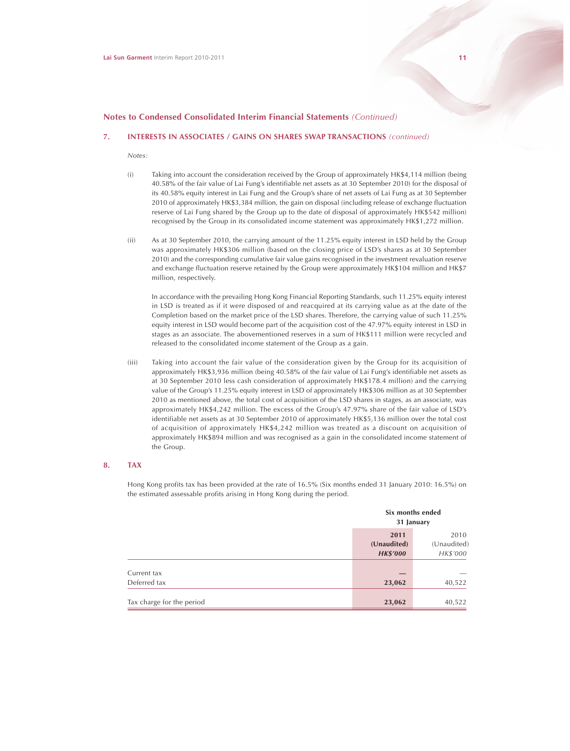## Notes to Condensed Consolidated Interim Financial Statements *(Continued)*

### 7. INTERESTS IN ASSOCIATES / GAINS ON SHARES SWAP TRANSACTIONS *(continued)*

*Notes:*

(i) Taking into account the consideration received by the Group of approximately HK$4,114 million (being 40.58% of the fair value of Lai Fung's identifiable net assets as at 30 September 2010) for the disposal of its 40.58% equity interest in Lai Fung and the Group's share of net assets of Lai Fung as at 30 September 2010 of approximately HK$3,384 million, the gain on disposal (including release of exchange fluctuation reserve of Lai Fung shared by the Group up to the date of disposal of approximately HK$542 million) recognised by the Group in its consolidated income statement was approximately HK$1,272 million.

(ii) As at 30 September 2010, the carrying amount of the 11.25% equity interest in LSD held by the Group was approximately HK$306 million (based on the closing price of LSD's shares as at 30 September 2010) and the corresponding cumulative fair value gains recognised in the investment revaluation reserve and exchange fluctuation reserve retained by the Group were approximately HK$104 million and HK$7 million, respectively.

In accordance with the prevailing Hong Kong Financial Reporting Standards, such 11.25% equity interest in LSD is treated as if it were disposed of and reacquired at its carrying value as at the date of the Completion based on the market price of the LSD shares. Therefore, the carrying value of such 11.25% equity interest in LSD would become part of the acquisition cost of the 47.97% equity interest in LSD in stages as an associate. The abovementioned reserves in a sum of HK$111 million were recycled and released to the consolidated income statement of the Group as a gain.

(iii) Taking into account the fair value of the consideration given by the Group for its acquisition of approximately HK$3,936 million (being 40.58% of the fair value of Lai Fung's identifiable net assets as at 30 September 2010 less cash consideration of approximately HK$178.4 million) and the carrying value of the Group's 11.25% equity interest in LSD of approximately HK$306 million as at 30 September 2010 as mentioned above, the total cost of acquisition of the LSD shares in stages, as an associate, was approximately HK$4,242 million. The excess of the Group's 47.97% share of the fair value of LSD's identifiable net assets as at 30 September 2010 of approximately HK$5,136 million over the total cost of acquisition of approximately HK$4,242 million was treated as a discount on acquisition of approximately HK$894 million and was recognised as a gain in the consolidated income statement of the Group.

### 8. TAX

Hong Kong profits tax has been provided at the rate of 16.5% (Six months ended 31 January 2010: 16.5%) on the estimated assessable profits arising in Hong Kong during the period.

| | Six months ended 31 January | |
|---|---|---|
| | **2011** | 2010 |
| | **(Unaudited)** | (Unaudited) |
| | ***HK$'000*** | *HK$'000* |
| Current tax | **—** | — |
| Deferred tax | **23,062** | 40,522 |
| Tax charge for the period | **23,062** | 40,522 |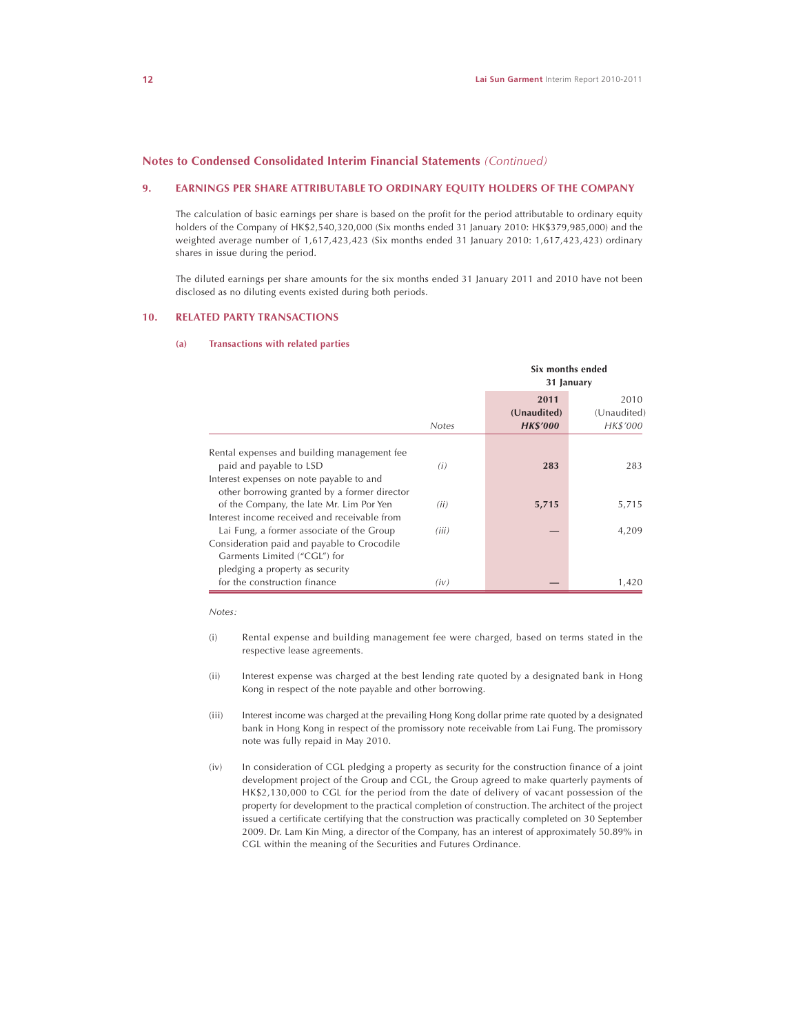## Notes to Condensed Consolidated Interim Financial Statements *(Continued)*

### 9. EARNINGS PER SHARE ATTRIBUTABLE TO ORDINARY EQUITY HOLDERS OF THE COMPANY

The calculation of basic earnings per share is based on the profit for the period attributable to ordinary equity holders of the Company of HK$2,540,320,000 (Six months ended 31 January 2010: HK$379,985,000) and the weighted average number of 1,617,423,423 (Six months ended 31 January 2010: 1,617,423,423) ordinary shares in issue during the period.

The diluted earnings per share amounts for the six months ended 31 January 2011 and 2010 have not been disclosed as no diluting events existed during both periods.

### 10. RELATED PARTY TRANSACTIONS

#### (a) Transactions with related parties

| | | Six months ended 31 January | |
|---|---|---|---|
| | *Notes* | **2011 (Unaudited) *HK$'000*** | 2010 (Unaudited) *HK$'000* |
| Rental expenses and building management fee paid and payable to LSD | *(i)* | **283** | 283 |
| Interest expenses on note payable to and other borrowing granted by a former director of the Company, the late Mr. Lim Por Yen | *(ii)* | **5,715** | 5,715 |
| Interest income received and receivable from Lai Fung, a former associate of the Group | *(iii)* | **—** | 4,209 |
| Consideration paid and payable to Crocodile Garments Limited ("CGL") for pledging a property as security for the construction finance | *(iv)* | **—** | 1,420 |

*Notes:*

(i) Rental expense and building management fee were charged, based on terms stated in the respective lease agreements.

(ii) Interest expense was charged at the best lending rate quoted by a designated bank in Hong Kong in respect of the note payable and other borrowing.

(iii) Interest income was charged at the prevailing Hong Kong dollar prime rate quoted by a designated bank in Hong Kong in respect of the promissory note receivable from Lai Fung. The promissory note was fully repaid in May 2010.

(iv) In consideration of CGL pledging a property as security for the construction finance of a joint development project of the Group and CGL, the Group agreed to make quarterly payments of HK$2,130,000 to CGL for the period from the date of delivery of vacant possession of the property for development to the practical completion of construction. The architect of the project issued a certificate certifying that the construction was practically completed on 30 September 2009. Dr. Lam Kin Ming, a director of the Company, has an interest of approximately 50.89% in CGL within the meaning of the Securities and Futures Ordinance.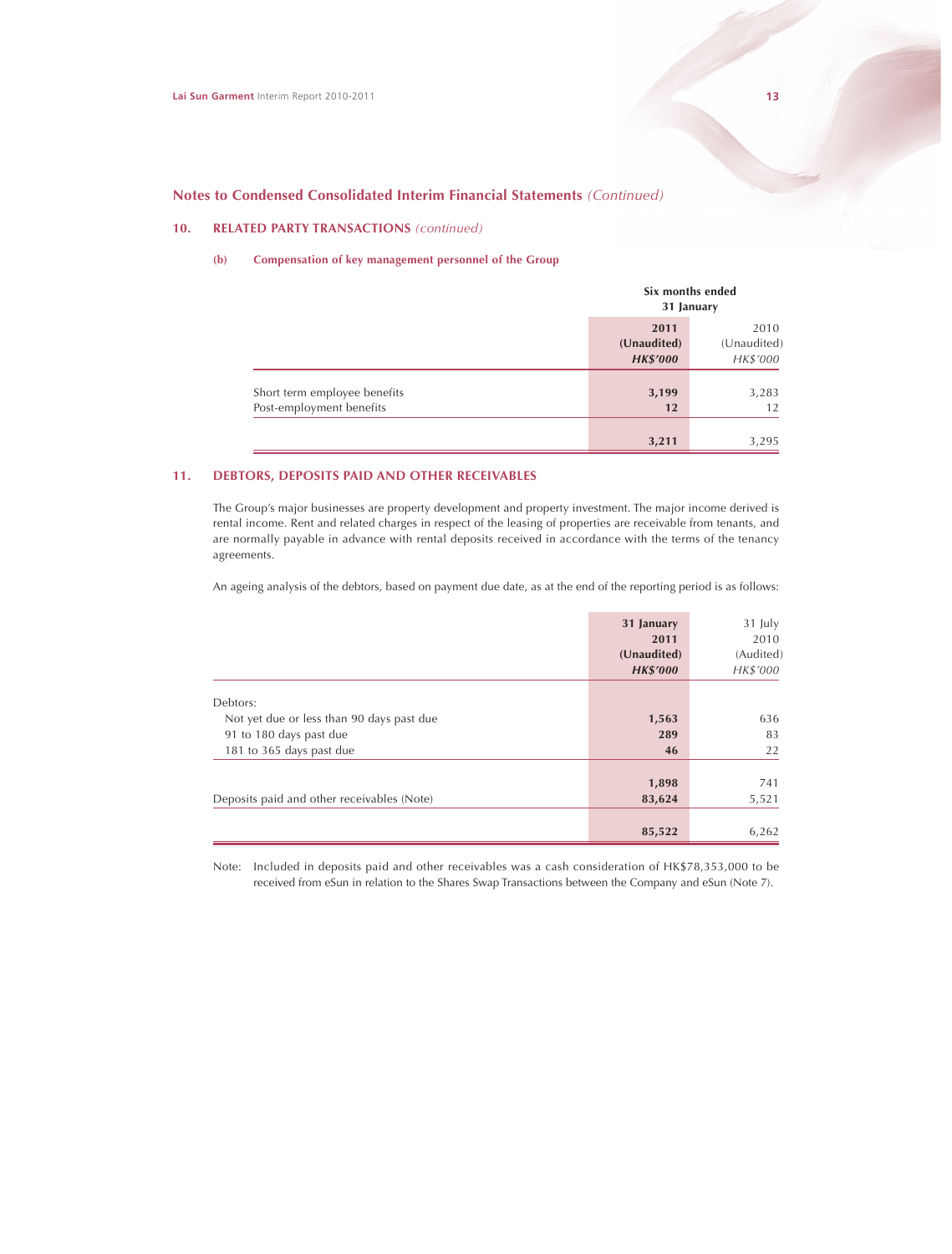## Notes to Condensed Consolidated Interim Financial Statements *(Continued)*

### 10. RELATED PARTY TRANSACTIONS *(continued)*

#### (b) Compensation of key management personnel of the Group

| | Six months ended 31 January | |
|---|---|---|
| | **2011** | 2010 |
| | **(Unaudited)** | (Unaudited) |
| | ***HK$'000*** | *HK$'000* |
| Short term employee benefits | **3,199** | 3,283 |
| Post-employment benefits | **12** | 12 |
| | **3,211** | 3,295 |

### 11. DEBTORS, DEPOSITS PAID AND OTHER RECEIVABLES

The Group's major businesses are property development and property investment. The major income derived is rental income. Rent and related charges in respect of the leasing of properties are receivable from tenants, and are normally payable in advance with rental deposits received in accordance with the terms of the tenancy agreements.

An ageing analysis of the debtors, based on payment due date, as at the end of the reporting period is as follows:

| | **31 January 2011** | 31 July 2010 |
|---|---|---|
| | **(Unaudited)** | (Audited) |
| | ***HK$'000*** | *HK$'000* |
| Debtors: | | |
| Not yet due or less than 90 days past due | **1,563** | 636 |
| 91 to 180 days past due | **289** | 83 |
| 181 to 365 days past due | **46** | 22 |
| | **1,898** | 741 |
| Deposits paid and other receivables (Note) | **83,624** | 5,521 |
| | **85,522** | 6,262 |

Note: Included in deposits paid and other receivables was a cash consideration of HK$78,353,000 to be received from eSun in relation to the Shares Swap Transactions between the Company and eSun (Note 7).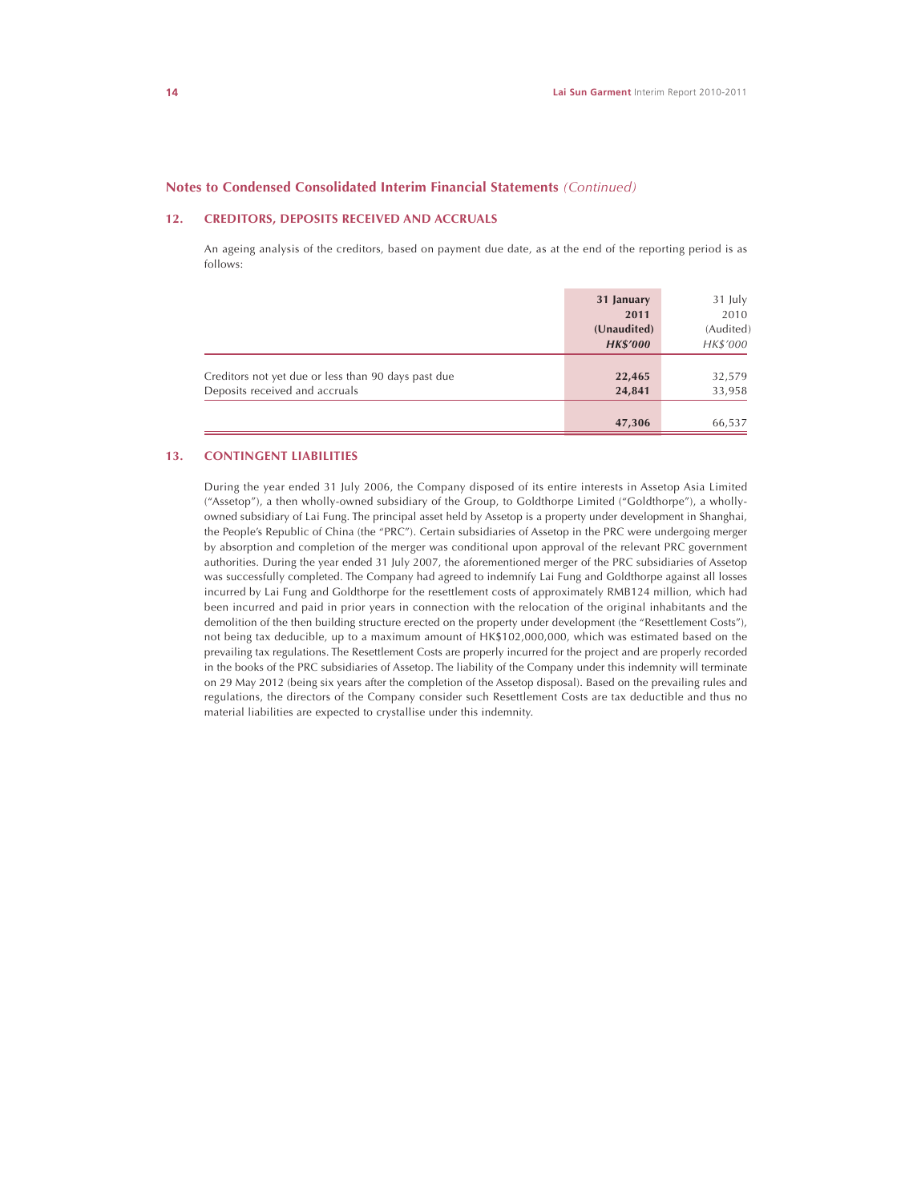## Notes to Condensed Consolidated Interim Financial Statements *(Continued)*

### 12. CREDITORS, DEPOSITS RECEIVED AND ACCRUALS

An ageing analysis of the creditors, based on payment due date, as at the end of the reporting period is as follows:

| | **31 January 2011 (Unaudited) *HK$'000*** | 31 July 2010 (Audited) *HK$'000* |
|---|---|---|
| Creditors not yet due or less than 90 days past due | **22,465** | 32,579 |
| Deposits received and accruals | **24,841** | 33,958 |
| | **47,306** | 66,537 |

### 13. CONTINGENT LIABILITIES

During the year ended 31 July 2006, the Company disposed of its entire interests in Assetop Asia Limited ("Assetop"), a then wholly-owned subsidiary of the Group, to Goldthorpe Limited ("Goldthorpe"), a wholly-owned subsidiary of Lai Fung. The principal asset held by Assetop is a property under development in Shanghai, the People's Republic of China (the "PRC"). Certain subsidiaries of Assetop in the PRC were undergoing merger by absorption and completion of the merger was conditional upon approval of the relevant PRC government authorities. During the year ended 31 July 2007, the aforementioned merger of the PRC subsidiaries of Assetop was successfully completed. The Company had agreed to indemnify Lai Fung and Goldthorpe against all losses incurred by Lai Fung and Goldthorpe for the resettlement costs of approximately RMB124 million, which had been incurred and paid in prior years in connection with the relocation of the original inhabitants and the demolition of the then building structure erected on the property under development (the "Resettlement Costs"), not being tax deducible, up to a maximum amount of HK$102,000,000, which was estimated based on the prevailing tax regulations. The Resettlement Costs are properly incurred for the project and are properly recorded in the books of the PRC subsidiaries of Assetop. The liability of the Company under this indemnity will terminate on 29 May 2012 (being six years after the completion of the Assetop disposal). Based on the prevailing rules and regulations, the directors of the Company consider such Resettlement Costs are tax deductible and thus no material liabilities are expected to crystallise under this indemnity.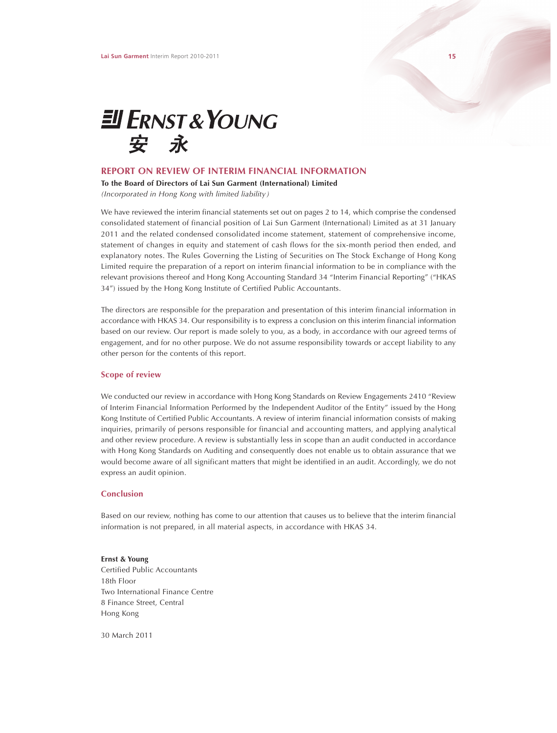**ERNST & YOUNG**
**安 永**

## REPORT ON REVIEW OF INTERIM FINANCIAL INFORMATION

**To the Board of Directors of Lai Sun Garment (International) Limited**
*(Incorporated in Hong Kong with limited liability)*

We have reviewed the interim financial statements set out on pages 2 to 14, which comprise the condensed consolidated statement of financial position of Lai Sun Garment (International) Limited as at 31 January 2011 and the related condensed consolidated income statement, statement of comprehensive income, statement of changes in equity and statement of cash flows for the six-month period then ended, and explanatory notes. The Rules Governing the Listing of Securities on The Stock Exchange of Hong Kong Limited require the preparation of a report on interim financial information to be in compliance with the relevant provisions thereof and Hong Kong Accounting Standard 34 "Interim Financial Reporting" ("HKAS 34") issued by the Hong Kong Institute of Certified Public Accountants.

The directors are responsible for the preparation and presentation of this interim financial information in accordance with HKAS 34. Our responsibility is to express a conclusion on this interim financial information based on our review. Our report is made solely to you, as a body, in accordance with our agreed terms of engagement, and for no other purpose. We do not assume responsibility towards or accept liability to any other person for the contents of this report.

### Scope of review

We conducted our review in accordance with Hong Kong Standards on Review Engagements 2410 "Review of Interim Financial Information Performed by the Independent Auditor of the Entity" issued by the Hong Kong Institute of Certified Public Accountants. A review of interim financial information consists of making inquiries, primarily of persons responsible for financial and accounting matters, and applying analytical and other review procedure. A review is substantially less in scope than an audit conducted in accordance with Hong Kong Standards on Auditing and consequently does not enable us to obtain assurance that we would become aware of all significant matters that might be identified in an audit. Accordingly, we do not express an audit opinion.

### Conclusion

Based on our review, nothing has come to our attention that causes us to believe that the interim financial information is not prepared, in all material aspects, in accordance with HKAS 34.

**Ernst & Young**
Certified Public Accountants
18th Floor
Two International Finance Centre
8 Finance Street, Central
Hong Kong

30 March 2011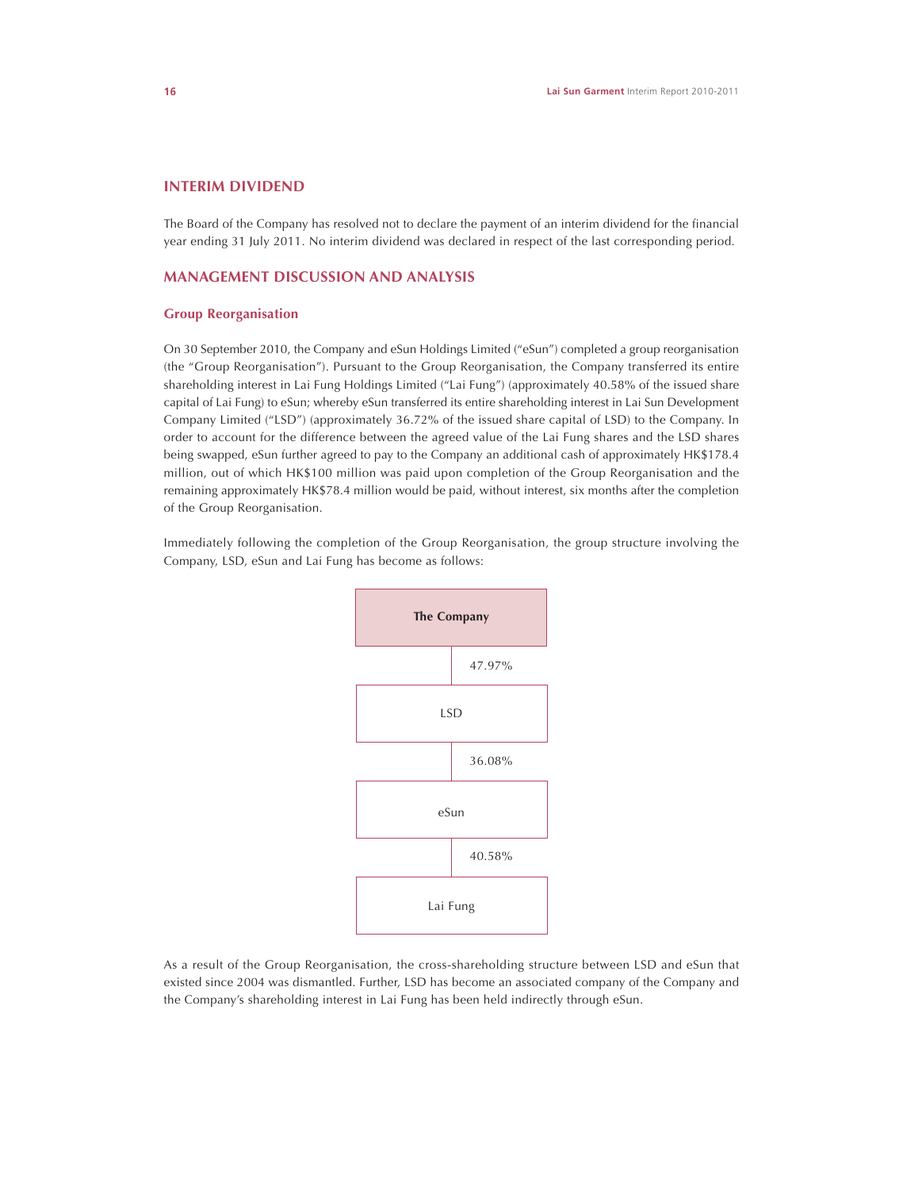## INTERIM DIVIDEND

The Board of the Company has resolved not to declare the payment of an interim dividend for the financial year ending 31 July 2011. No interim dividend was declared in respect of the last corresponding period.

## MANAGEMENT DISCUSSION AND ANALYSIS

### Group Reorganisation

On 30 September 2010, the Company and eSun Holdings Limited ("eSun") completed a group reorganisation (the "Group Reorganisation"). Pursuant to the Group Reorganisation, the Company transferred its entire shareholding interest in Lai Fung Holdings Limited ("Lai Fung") (approximately 40.58% of the issued share capital of Lai Fung) to eSun; whereby eSun transferred its entire shareholding interest in Lai Sun Development Company Limited ("LSD") (approximately 36.72% of the issued share capital of LSD) to the Company. In order to account for the difference between the agreed value of the Lai Fung shares and the LSD shares being swapped, eSun further agreed to pay to the Company an additional cash of approximately HK$178.4 million, out of which HK$100 million was paid upon completion of the Group Reorganisation and the remaining approximately HK$78.4 million would be paid, without interest, six months after the completion of the Group Reorganisation.

Immediately following the completion of the Group Reorganisation, the group structure involving the Company, LSD, eSun and Lai Fung has become as follows:

**The Company**

↓ 47.97%

LSD

↓ 36.08%

eSun

↓ 40.58%

Lai Fung

As a result of the Group Reorganisation, the cross-shareholding structure between LSD and eSun that existed since 2004 was dismantled. Further, LSD has become an associated company of the Company and the Company's shareholding interest in Lai Fung has been held indirectly through eSun.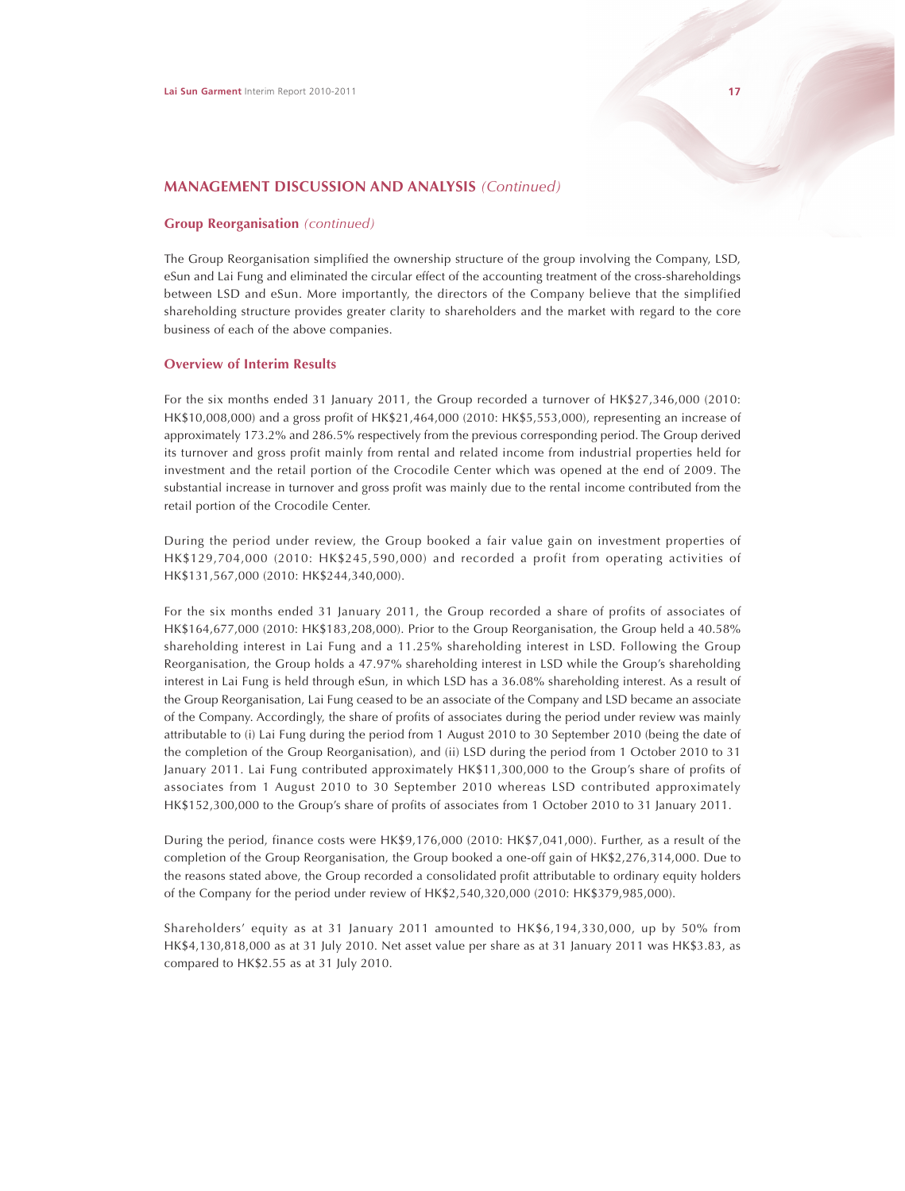## MANAGEMENT DISCUSSION AND ANALYSIS *(Continued)*

### Group Reorganisation *(continued)*

The Group Reorganisation simplified the ownership structure of the group involving the Company, LSD, eSun and Lai Fung and eliminated the circular effect of the accounting treatment of the cross-shareholdings between LSD and eSun. More importantly, the directors of the Company believe that the simplified shareholding structure provides greater clarity to shareholders and the market with regard to the core business of each of the above companies.

### Overview of Interim Results

For the six months ended 31 January 2011, the Group recorded a turnover of HK$27,346,000 (2010: HK$10,008,000) and a gross profit of HK$21,464,000 (2010: HK$5,553,000), representing an increase of approximately 173.2% and 286.5% respectively from the previous corresponding period. The Group derived its turnover and gross profit mainly from rental and related income from industrial properties held for investment and the retail portion of the Crocodile Center which was opened at the end of 2009. The substantial increase in turnover and gross profit was mainly due to the rental income contributed from the retail portion of the Crocodile Center.

During the period under review, the Group booked a fair value gain on investment properties of HK$129,704,000 (2010: HK$245,590,000) and recorded a profit from operating activities of HK$131,567,000 (2010: HK$244,340,000).

For the six months ended 31 January 2011, the Group recorded a share of profits of associates of HK$164,677,000 (2010: HK$183,208,000). Prior to the Group Reorganisation, the Group held a 40.58% shareholding interest in Lai Fung and a 11.25% shareholding interest in LSD. Following the Group Reorganisation, the Group holds a 47.97% shareholding interest in LSD while the Group's shareholding interest in Lai Fung is held through eSun, in which LSD has a 36.08% shareholding interest. As a result of the Group Reorganisation, Lai Fung ceased to be an associate of the Company and LSD became an associate of the Company. Accordingly, the share of profits of associates during the period under review was mainly attributable to (i) Lai Fung during the period from 1 August 2010 to 30 September 2010 (being the date of the completion of the Group Reorganisation), and (ii) LSD during the period from 1 October 2010 to 31 January 2011. Lai Fung contributed approximately HK$11,300,000 to the Group's share of profits of associates from 1 August 2010 to 30 September 2010 whereas LSD contributed approximately HK$152,300,000 to the Group's share of profits of associates from 1 October 2010 to 31 January 2011.

During the period, finance costs were HK$9,176,000 (2010: HK$7,041,000). Further, as a result of the completion of the Group Reorganisation, the Group booked a one-off gain of HK$2,276,314,000. Due to the reasons stated above, the Group recorded a consolidated profit attributable to ordinary equity holders of the Company for the period under review of HK$2,540,320,000 (2010: HK$379,985,000).

Shareholders' equity as at 31 January 2011 amounted to HK$6,194,330,000, up by 50% from HK$4,130,818,000 as at 31 July 2010. Net asset value per share as at 31 January 2011 was HK$3.83, as compared to HK$2.55 as at 31 July 2010.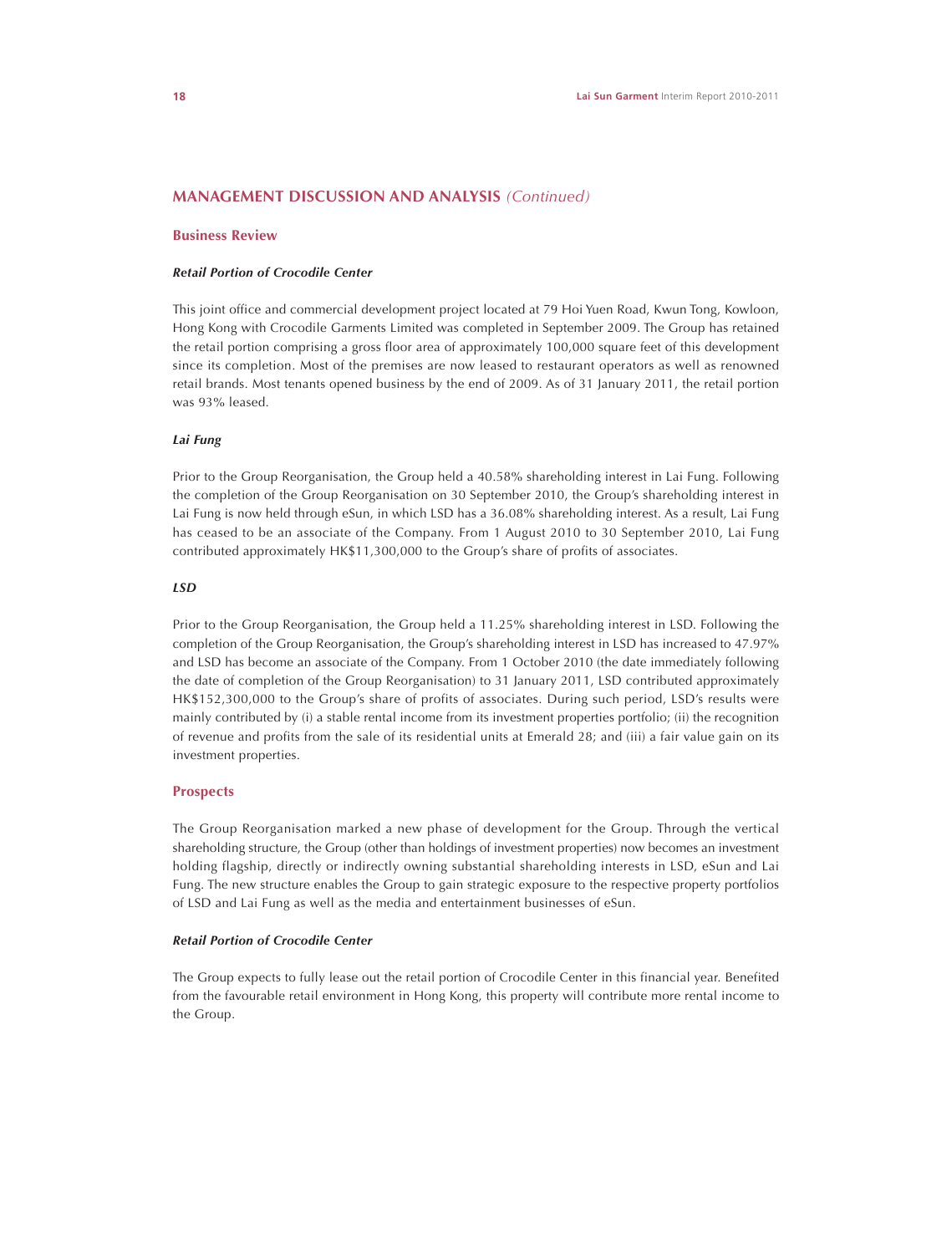## MANAGEMENT DISCUSSION AND ANALYSIS *(Continued)*

### Business Review

***Retail Portion of Crocodile Center***

This joint office and commercial development project located at 79 Hoi Yuen Road, Kwun Tong, Kowloon, Hong Kong with Crocodile Garments Limited was completed in September 2009. The Group has retained the retail portion comprising a gross floor area of approximately 100,000 square feet of this development since its completion. Most of the premises are now leased to restaurant operators as well as renowned retail brands. Most tenants opened business by the end of 2009. As of 31 January 2011, the retail portion was 93% leased.

***Lai Fung***

Prior to the Group Reorganisation, the Group held a 40.58% shareholding interest in Lai Fung. Following the completion of the Group Reorganisation on 30 September 2010, the Group's shareholding interest in Lai Fung is now held through eSun, in which LSD has a 36.08% shareholding interest. As a result, Lai Fung has ceased to be an associate of the Company. From 1 August 2010 to 30 September 2010, Lai Fung contributed approximately HK$11,300,000 to the Group's share of profits of associates.

***LSD***

Prior to the Group Reorganisation, the Group held a 11.25% shareholding interest in LSD. Following the completion of the Group Reorganisation, the Group's shareholding interest in LSD has increased to 47.97% and LSD has become an associate of the Company. From 1 October 2010 (the date immediately following the date of completion of the Group Reorganisation) to 31 January 2011, LSD contributed approximately HK$152,300,000 to the Group's share of profits of associates. During such period, LSD's results were mainly contributed by (i) a stable rental income from its investment properties portfolio; (ii) the recognition of revenue and profits from the sale of its residential units at Emerald 28; and (iii) a fair value gain on its investment properties.

### Prospects

The Group Reorganisation marked a new phase of development for the Group. Through the vertical shareholding structure, the Group (other than holdings of investment properties) now becomes an investment holding flagship, directly or indirectly owning substantial shareholding interests in LSD, eSun and Lai Fung. The new structure enables the Group to gain strategic exposure to the respective property portfolios of LSD and Lai Fung as well as the media and entertainment businesses of eSun.

***Retail Portion of Crocodile Center***

The Group expects to fully lease out the retail portion of Crocodile Center in this financial year. Benefited from the favourable retail environment in Hong Kong, this property will contribute more rental income to the Group.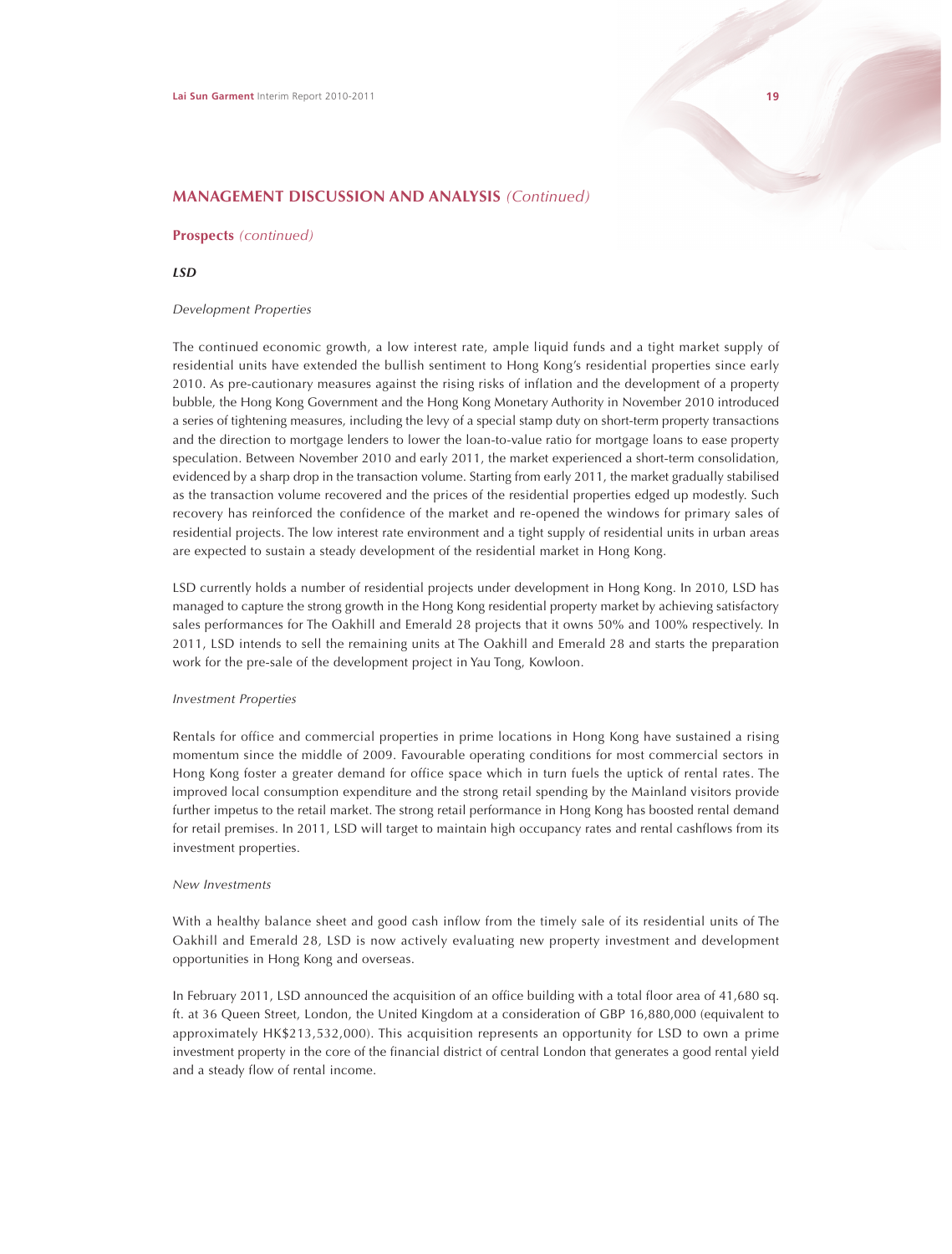## MANAGEMENT DISCUSSION AND ANALYSIS *(Continued)*

### Prospects *(continued)*

***LSD***

*Development Properties*

The continued economic growth, a low interest rate, ample liquid funds and a tight market supply of residential units have extended the bullish sentiment to Hong Kong's residential properties since early 2010. As pre-cautionary measures against the rising risks of inflation and the development of a property bubble, the Hong Kong Government and the Hong Kong Monetary Authority in November 2010 introduced a series of tightening measures, including the levy of a special stamp duty on short-term property transactions and the direction to mortgage lenders to lower the loan-to-value ratio for mortgage loans to ease property speculation. Between November 2010 and early 2011, the market experienced a short-term consolidation, evidenced by a sharp drop in the transaction volume. Starting from early 2011, the market gradually stabilised as the transaction volume recovered and the prices of the residential properties edged up modestly. Such recovery has reinforced the confidence of the market and re-opened the windows for primary sales of residential projects. The low interest rate environment and a tight supply of residential units in urban areas are expected to sustain a steady development of the residential market in Hong Kong.

LSD currently holds a number of residential projects under development in Hong Kong. In 2010, LSD has managed to capture the strong growth in the Hong Kong residential property market by achieving satisfactory sales performances for The Oakhill and Emerald 28 projects that it owns 50% and 100% respectively. In 2011, LSD intends to sell the remaining units at The Oakhill and Emerald 28 and starts the preparation work for the pre-sale of the development project in Yau Tong, Kowloon.

*Investment Properties*

Rentals for office and commercial properties in prime locations in Hong Kong have sustained a rising momentum since the middle of 2009. Favourable operating conditions for most commercial sectors in Hong Kong foster a greater demand for office space which in turn fuels the uptick of rental rates. The improved local consumption expenditure and the strong retail spending by the Mainland visitors provide further impetus to the retail market. The strong retail performance in Hong Kong has boosted rental demand for retail premises. In 2011, LSD will target to maintain high occupancy rates and rental cashflows from its investment properties.

*New Investments*

With a healthy balance sheet and good cash inflow from the timely sale of its residential units of The Oakhill and Emerald 28, LSD is now actively evaluating new property investment and development opportunities in Hong Kong and overseas.

In February 2011, LSD announced the acquisition of an office building with a total floor area of 41,680 sq. ft. at 36 Queen Street, London, the United Kingdom at a consideration of GBP 16,880,000 (equivalent to approximately HK$213,532,000). This acquisition represents an opportunity for LSD to own a prime investment property in the core of the financial district of central London that generates a good rental yield and a steady flow of rental income.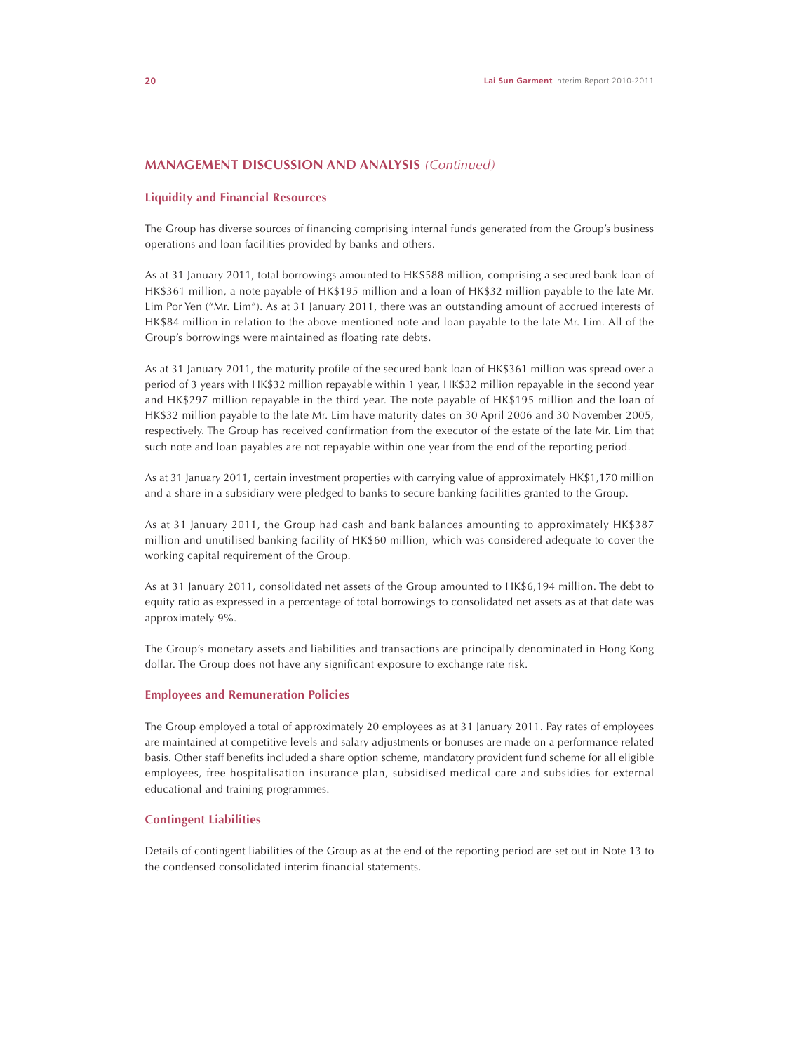## MANAGEMENT DISCUSSION AND ANALYSIS *(Continued)*

### Liquidity and Financial Resources

The Group has diverse sources of financing comprising internal funds generated from the Group's business operations and loan facilities provided by banks and others.

As at 31 January 2011, total borrowings amounted to HK$588 million, comprising a secured bank loan of HK$361 million, a note payable of HK$195 million and a loan of HK$32 million payable to the late Mr. Lim Por Yen ("Mr. Lim"). As at 31 January 2011, there was an outstanding amount of accrued interests of HK$84 million in relation to the above-mentioned note and loan payable to the late Mr. Lim. All of the Group's borrowings were maintained as floating rate debts.

As at 31 January 2011, the maturity profile of the secured bank loan of HK$361 million was spread over a period of 3 years with HK$32 million repayable within 1 year, HK$32 million repayable in the second year and HK$297 million repayable in the third year. The note payable of HK$195 million and the loan of HK$32 million payable to the late Mr. Lim have maturity dates on 30 April 2006 and 30 November 2005, respectively. The Group has received confirmation from the executor of the estate of the late Mr. Lim that such note and loan payables are not repayable within one year from the end of the reporting period.

As at 31 January 2011, certain investment properties with carrying value of approximately HK$1,170 million and a share in a subsidiary were pledged to banks to secure banking facilities granted to the Group.

As at 31 January 2011, the Group had cash and bank balances amounting to approximately HK$387 million and unutilised banking facility of HK$60 million, which was considered adequate to cover the working capital requirement of the Group.

As at 31 January 2011, consolidated net assets of the Group amounted to HK$6,194 million. The debt to equity ratio as expressed in a percentage of total borrowings to consolidated net assets as at that date was approximately 9%.

The Group's monetary assets and liabilities and transactions are principally denominated in Hong Kong dollar. The Group does not have any significant exposure to exchange rate risk.

### Employees and Remuneration Policies

The Group employed a total of approximately 20 employees as at 31 January 2011. Pay rates of employees are maintained at competitive levels and salary adjustments or bonuses are made on a performance related basis. Other staff benefits included a share option scheme, mandatory provident fund scheme for all eligible employees, free hospitalisation insurance plan, subsidised medical care and subsidies for external educational and training programmes.

### Contingent Liabilities

Details of contingent liabilities of the Group as at the end of the reporting period are set out in Note 13 to the condensed consolidated interim financial statements.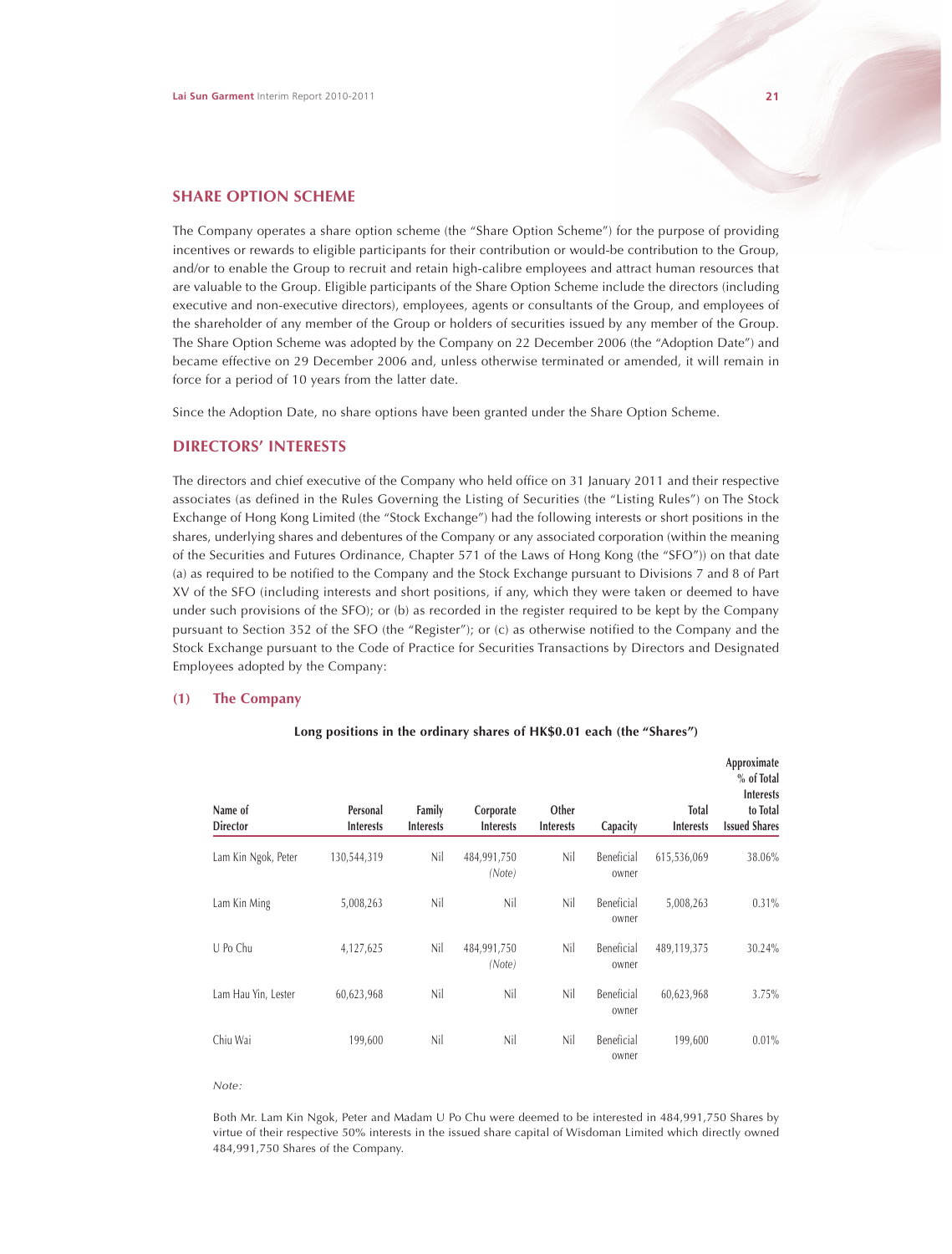## SHARE OPTION SCHEME

The Company operates a share option scheme (the "Share Option Scheme") for the purpose of providing incentives or rewards to eligible participants for their contribution or would-be contribution to the Group, and/or to enable the Group to recruit and retain high-calibre employees and attract human resources that are valuable to the Group. Eligible participants of the Share Option Scheme include the directors (including executive and non-executive directors), employees, agents or consultants of the Group, and employees of the shareholder of any member of the Group or holders of securities issued by any member of the Group. The Share Option Scheme was adopted by the Company on 22 December 2006 (the "Adoption Date") and became effective on 29 December 2006 and, unless otherwise terminated or amended, it will remain in force for a period of 10 years from the latter date.

Since the Adoption Date, no share options have been granted under the Share Option Scheme.

## DIRECTORS' INTERESTS

The directors and chief executive of the Company who held office on 31 January 2011 and their respective associates (as defined in the Rules Governing the Listing of Securities (the "Listing Rules") on The Stock Exchange of Hong Kong Limited (the "Stock Exchange") had the following interests or short positions in the shares, underlying shares and debentures of the Company or any associated corporation (within the meaning of the Securities and Futures Ordinance, Chapter 571 of the Laws of Hong Kong (the "SFO")) on that date (a) as required to be notified to the Company and the Stock Exchange pursuant to Divisions 7 and 8 of Part XV of the SFO (including interests and short positions, if any, which they were taken or deemed to have under such provisions of the SFO); or (b) as recorded in the register required to be kept by the Company pursuant to Section 352 of the SFO (the "Register"); or (c) as otherwise notified to the Company and the Stock Exchange pursuant to the Code of Practice for Securities Transactions by Directors and Designated Employees adopted by the Company:

### (1) The Company

**Long positions in the ordinary shares of HK$0.01 each (the "Shares")**

| Name of Director | Personal Interests | Family Interests | Corporate Interests | Other Interests | Capacity | Total Interests | Approximate % of Total Interests to Total Issued Shares |
|---|---|---|---|---|---|---|---|
| Lam Kin Ngok, Peter | 130,544,319 | Nil | 484,991,750 *(Note)* | Nil | Beneficial owner | 615,536,069 | 38.06% |
| Lam Kin Ming | 5,008,263 | Nil | Nil | Nil | Beneficial owner | 5,008,263 | 0.31% |
| U Po Chu | 4,127,625 | Nil | 484,991,750 *(Note)* | Nil | Beneficial owner | 489,119,375 | 30.24% |
| Lam Hau Yin, Lester | 60,623,968 | Nil | Nil | Nil | Beneficial owner | 60,623,968 | 3.75% |
| Chiu Wai | 199,600 | Nil | Nil | Nil | Beneficial owner | 199,600 | 0.01% |

*Note:*

Both Mr. Lam Kin Ngok, Peter and Madam U Po Chu were deemed to be interested in 484,991,750 Shares by virtue of their respective 50% interests in the issued share capital of Wisdoman Limited which directly owned 484,991,750 Shares of the Company.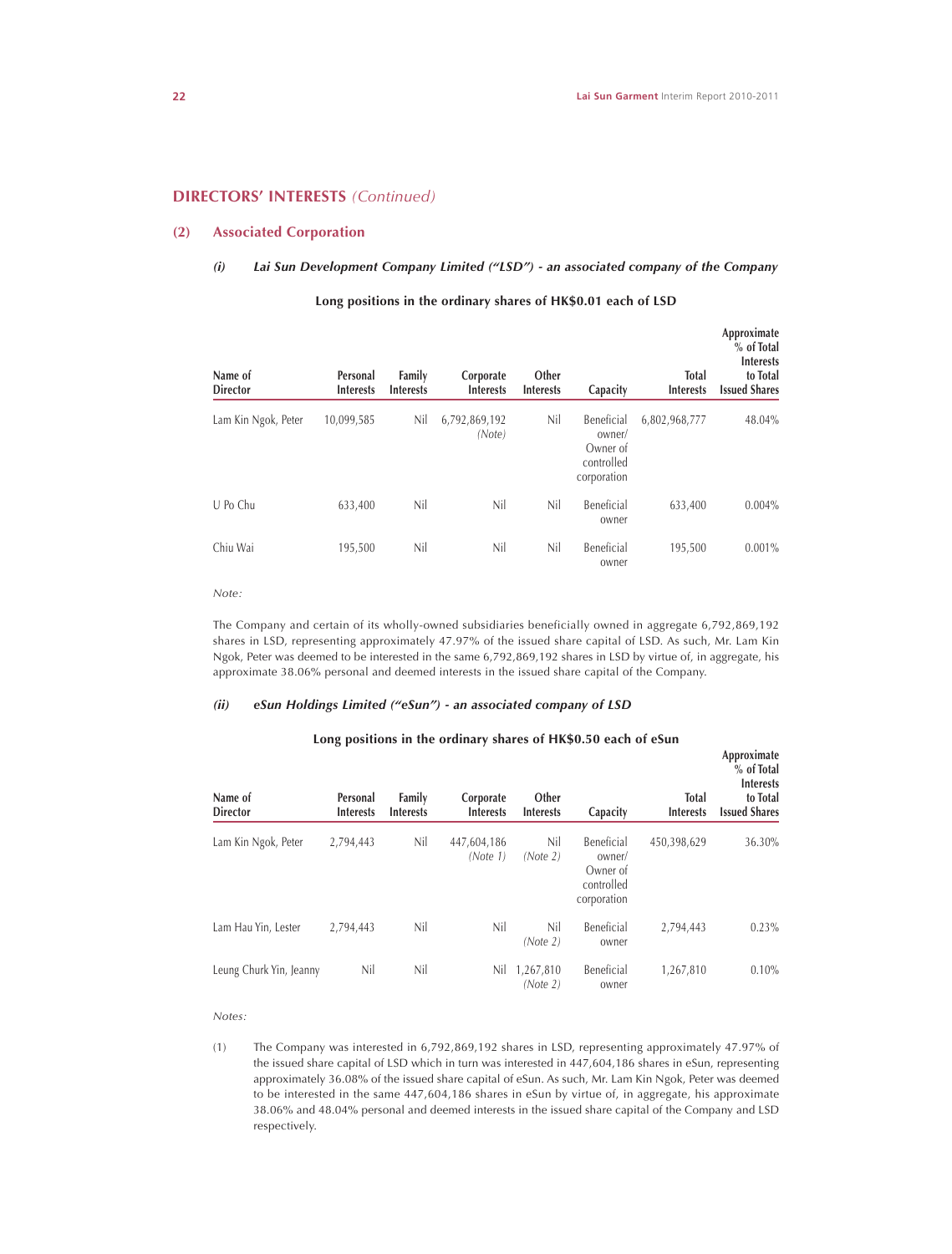## DIRECTORS' INTERESTS *(Continued)*

### (2) Associated Corporation

#### *(i) Lai Sun Development Company Limited ("LSD") - an associated company of the Company*

**Long positions in the ordinary shares of HK$0.01 each of LSD**

| Name of Director | Personal Interests | Family Interests | Corporate Interests | Other Interests | Capacity | Total Interests | Approximate % of Total Interests to Total Issued Shares |
|---|---|---|---|---|---|---|---|
| Lam Kin Ngok, Peter | 10,099,585 | Nil | 6,792,869,192 *(Note)* | Nil | Beneficial owner/ Owner of controlled corporation | 6,802,968,777 | 48.04% |
| U Po Chu | 633,400 | Nil | Nil | Nil | Beneficial owner | 633,400 | 0.004% |
| Chiu Wai | 195,500 | Nil | Nil | Nil | Beneficial owner | 195,500 | 0.001% |

*Note:*

The Company and certain of its wholly-owned subsidiaries beneficially owned in aggregate 6,792,869,192 shares in LSD, representing approximately 47.97% of the issued share capital of LSD. As such, Mr. Lam Kin Ngok, Peter was deemed to be interested in the same 6,792,869,192 shares in LSD by virtue of, in aggregate, his approximate 38.06% personal and deemed interests in the issued share capital of the Company.

#### *(ii) eSun Holdings Limited ("eSun") - an associated company of LSD*

**Long positions in the ordinary shares of HK$0.50 each of eSun**

| Name of Director | Personal Interests | Family Interests | Corporate Interests | Other Interests | Capacity | Total Interests | Approximate % of Total Interests to Total Issued Shares |
|---|---|---|---|---|---|---|---|
| Lam Kin Ngok, Peter | 2,794,443 | Nil | 447,604,186 *(Note 1)* | Nil *(Note 2)* | Beneficial owner/ Owner of controlled corporation | 450,398,629 | 36.30% |
| Lam Hau Yin, Lester | 2,794,443 | Nil | Nil | Nil *(Note 2)* | Beneficial owner | 2,794,443 | 0.23% |
| Leung Churk Yin, Jeanny | Nil | Nil | Nil | 1,267,810 *(Note 2)* | Beneficial owner | 1,267,810 | 0.10% |

*Notes:*

(1) The Company was interested in 6,792,869,192 shares in LSD, representing approximately 47.97% of the issued share capital of LSD which in turn was interested in 447,604,186 shares in eSun, representing approximately 36.08% of the issued share capital of eSun. As such, Mr. Lam Kin Ngok, Peter was deemed to be interested in the same 447,604,186 shares in eSun by virtue of, in aggregate, his approximate 38.06% and 48.04% personal and deemed interests in the issued share capital of the Company and LSD respectively.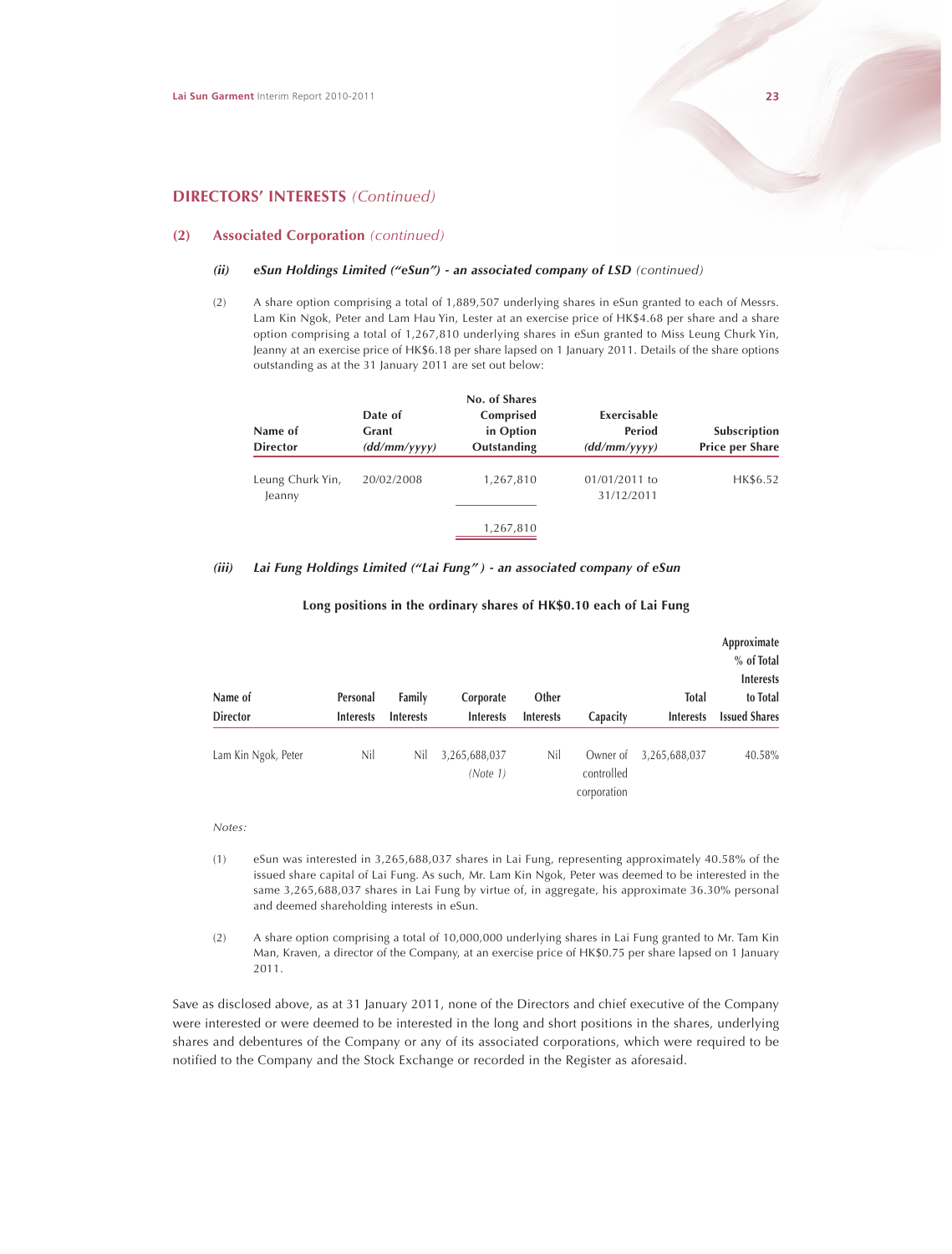## DIRECTORS' INTERESTS *(Continued)*

### (2) Associated Corporation *(continued)*

#### *(ii) eSun Holdings Limited ("eSun") - an associated company of LSD* *(continued)*

(2) A share option comprising a total of 1,889,507 underlying shares in eSun granted to each of Messrs. Lam Kin Ngok, Peter and Lam Hau Yin, Lester at an exercise price of HK$4.68 per share and a share option comprising a total of 1,267,810 underlying shares in eSun granted to Miss Leung Churk Yin, Jeanny at an exercise price of HK$6.18 per share lapsed on 1 January 2011. Details of the share options outstanding as at the 31 January 2011 are set out below:

| Name of Director | Date of Grant *(dd/mm/yyyy)* | No. of Shares Comprised in Option Outstanding | Exercisable Period *(dd/mm/yyyy)* | Subscription Price per Share |
|---|---|---|---|---|
| Leung Churk Yin, Jeanny | 20/02/2008 | 1,267,810 | 01/01/2011 to 31/12/2011 | HK$6.52 |
| | | 1,267,810 | | |

#### *(iii) Lai Fung Holdings Limited ("Lai Fung") - an associated company of eSun*

**Long positions in the ordinary shares of HK$0.10 each of Lai Fung**

| Name of Director | Personal Interests | Family Interests | Corporate Interests | Other Interests | Capacity | Total Interests | Approximate % of Total Interests to Total Issued Shares |
|---|---|---|---|---|---|---|---|
| Lam Kin Ngok, Peter | Nil | Nil | 3,265,688,037 *(Note 1)* | Nil | Owner of controlled corporation | 3,265,688,037 | 40.58% |

*Notes:*

(1) eSun was interested in 3,265,688,037 shares in Lai Fung, representing approximately 40.58% of the issued share capital of Lai Fung. As such, Mr. Lam Kin Ngok, Peter was deemed to be interested in the same 3,265,688,037 shares in Lai Fung by virtue of, in aggregate, his approximate 36.30% personal and deemed shareholding interests in eSun.

(2) A share option comprising a total of 10,000,000 underlying shares in Lai Fung granted to Mr. Tam Kin Man, Kraven, a director of the Company, at an exercise price of HK$0.75 per share lapsed on 1 January 2011.

Save as disclosed above, as at 31 January 2011, none of the Directors and chief executive of the Company were interested or were deemed to be interested in the long and short positions in the shares, underlying shares and debentures of the Company or any of its associated corporations, which were required to be notified to the Company and the Stock Exchange or recorded in the Register as aforesaid.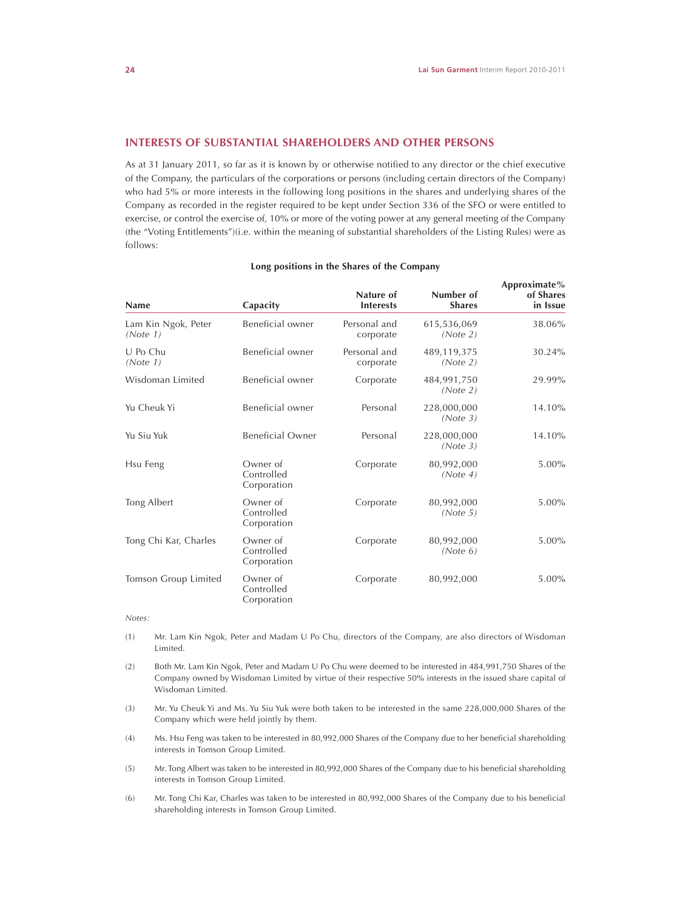## INTERESTS OF SUBSTANTIAL SHAREHOLDERS AND OTHER PERSONS

As at 31 January 2011, so far as it is known by or otherwise notified to any director or the chief executive of the Company, the particulars of the corporations or persons (including certain directors of the Company) who had 5% or more interests in the following long positions in the shares and underlying shares of the Company as recorded in the register required to be kept under Section 336 of the SFO or were entitled to exercise, or control the exercise of, 10% or more of the voting power at any general meeting of the Company (the "Voting Entitlements")(i.e. within the meaning of substantial shareholders of the Listing Rules) were as follows:

**Long positions in the Shares of the Company**

| Name | Capacity | Nature of Interests | Number of Shares | Approximate% of Shares in Issue |
|---|---|---|---|---|
| Lam Kin Ngok, Peter *(Note 1)* | Beneficial owner | Personal and corporate | 615,536,069 *(Note 2)* | 38.06% |
| U Po Chu *(Note 1)* | Beneficial owner | Personal and corporate | 489,119,375 *(Note 2)* | 30.24% |
| Wisdoman Limited | Beneficial owner | Corporate | 484,991,750 *(Note 2)* | 29.99% |
| Yu Cheuk Yi | Beneficial owner | Personal | 228,000,000 *(Note 3)* | 14.10% |
| Yu Siu Yuk | Beneficial Owner | Personal | 228,000,000 *(Note 3)* | 14.10% |
| Hsu Feng | Owner of Controlled Corporation | Corporate | 80,992,000 *(Note 4)* | 5.00% |
| Tong Albert | Owner of Controlled Corporation | Corporate | 80,992,000 *(Note 5)* | 5.00% |
| Tong Chi Kar, Charles | Owner of Controlled Corporation | Corporate | 80,992,000 *(Note 6)* | 5.00% |
| Tomson Group Limited | Owner of Controlled Corporation | Corporate | 80,992,000 | 5.00% |

*Notes:*

(1) Mr. Lam Kin Ngok, Peter and Madam U Po Chu, directors of the Company, are also directors of Wisdoman Limited.

(2) Both Mr. Lam Kin Ngok, Peter and Madam U Po Chu were deemed to be interested in 484,991,750 Shares of the Company owned by Wisdoman Limited by virtue of their respective 50% interests in the issued share capital of Wisdoman Limited.

(3) Mr. Yu Cheuk Yi and Ms. Yu Siu Yuk were both taken to be interested in the same 228,000,000 Shares of the Company which were held jointly by them.

(4) Ms. Hsu Feng was taken to be interested in 80,992,000 Shares of the Company due to her beneficial shareholding interests in Tomson Group Limited.

(5) Mr. Tong Albert was taken to be interested in 80,992,000 Shares of the Company due to his beneficial shareholding interests in Tomson Group Limited.

(6) Mr. Tong Chi Kar, Charles was taken to be interested in 80,992,000 Shares of the Company due to his beneficial shareholding interests in Tomson Group Limited.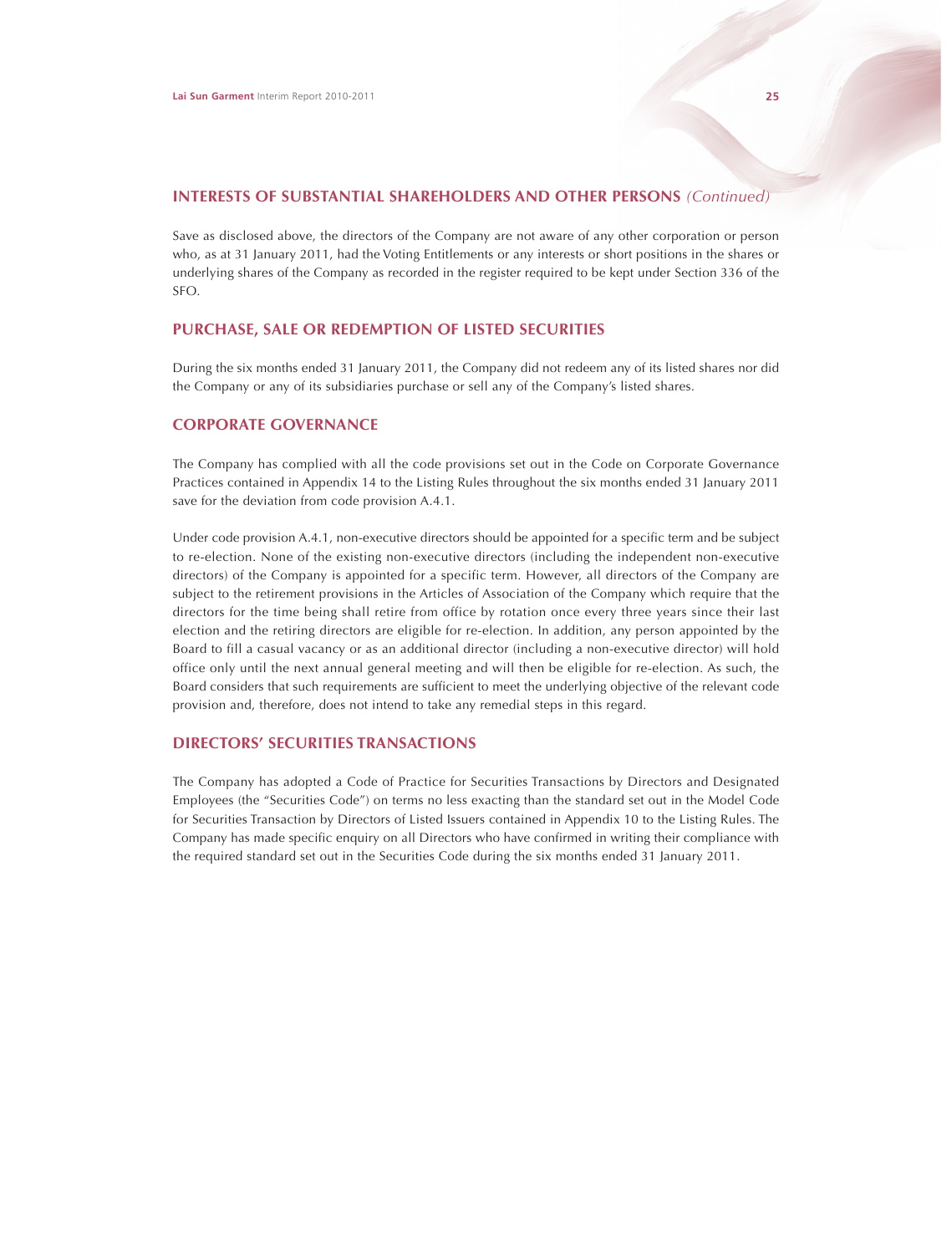## INTERESTS OF SUBSTANTIAL SHAREHOLDERS AND OTHER PERSONS *(Continued)*

Save as disclosed above, the directors of the Company are not aware of any other corporation or person who, as at 31 January 2011, had the Voting Entitlements or any interests or short positions in the shares or underlying shares of the Company as recorded in the register required to be kept under Section 336 of the SFO.

## PURCHASE, SALE OR REDEMPTION OF LISTED SECURITIES

During the six months ended 31 January 2011, the Company did not redeem any of its listed shares nor did the Company or any of its subsidiaries purchase or sell any of the Company's listed shares.

## CORPORATE GOVERNANCE

The Company has complied with all the code provisions set out in the Code on Corporate Governance Practices contained in Appendix 14 to the Listing Rules throughout the six months ended 31 January 2011 save for the deviation from code provision A.4.1.

Under code provision A.4.1, non-executive directors should be appointed for a specific term and be subject to re-election. None of the existing non-executive directors (including the independent non-executive directors) of the Company is appointed for a specific term. However, all directors of the Company are subject to the retirement provisions in the Articles of Association of the Company which require that the directors for the time being shall retire from office by rotation once every three years since their last election and the retiring directors are eligible for re-election. In addition, any person appointed by the Board to fill a casual vacancy or as an additional director (including a non-executive director) will hold office only until the next annual general meeting and will then be eligible for re-election. As such, the Board considers that such requirements are sufficient to meet the underlying objective of the relevant code provision and, therefore, does not intend to take any remedial steps in this regard.

## DIRECTORS' SECURITIES TRANSACTIONS

The Company has adopted a Code of Practice for Securities Transactions by Directors and Designated Employees (the "Securities Code") on terms no less exacting than the standard set out in the Model Code for Securities Transaction by Directors of Listed Issuers contained in Appendix 10 to the Listing Rules. The Company has made specific enquiry on all Directors who have confirmed in writing their compliance with the required standard set out in the Securities Code during the six months ended 31 January 2011.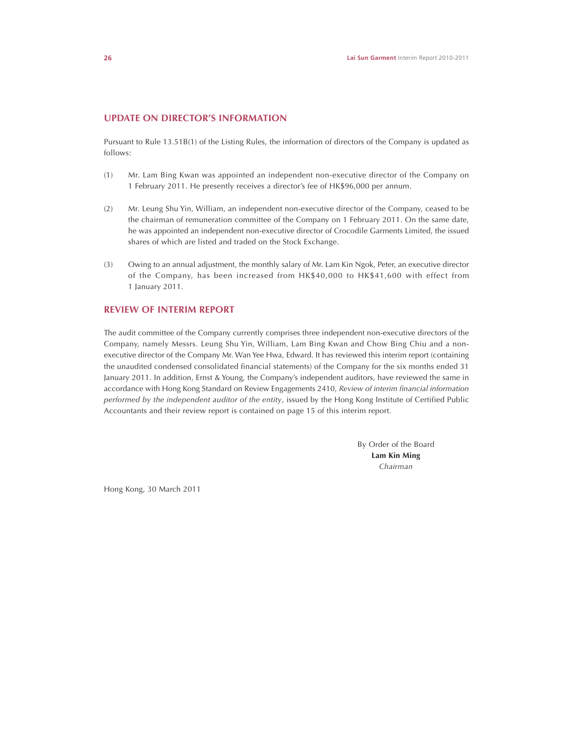## UPDATE ON DIRECTOR'S INFORMATION

Pursuant to Rule 13.51B(1) of the Listing Rules, the information of directors of the Company is updated as follows:

(1) Mr. Lam Bing Kwan was appointed an independent non-executive director of the Company on 1 February 2011. He presently receives a director's fee of HK$96,000 per annum.

(2) Mr. Leung Shu Yin, William, an independent non-executive director of the Company, ceased to be the chairman of remuneration committee of the Company on 1 February 2011. On the same date, he was appointed an independent non-executive director of Crocodile Garments Limited, the issued shares of which are listed and traded on the Stock Exchange.

(3) Owing to an annual adjustment, the monthly salary of Mr. Lam Kin Ngok, Peter, an executive director of the Company, has been increased from HK$40,000 to HK$41,600 with effect from 1 January 2011.

## REVIEW OF INTERIM REPORT

The audit committee of the Company currently comprises three independent non-executive directors of the Company, namely Messrs. Leung Shu Yin, William, Lam Bing Kwan and Chow Bing Chiu and a non-executive director of the Company Mr. Wan Yee Hwa, Edward. It has reviewed this interim report (containing the unaudited condensed consolidated financial statements) of the Company for the six months ended 31 January 2011. In addition, Ernst & Young, the Company's independent auditors, have reviewed the same in accordance with Hong Kong Standard on Review Engagements 2410, *Review of interim financial information performed by the independent auditor of the entity*, issued by the Hong Kong Institute of Certified Public Accountants and their review report is contained on page 15 of this interim report.

By Order of the Board
**Lam Kin Ming**
*Chairman*

Hong Kong, 30 March 2011